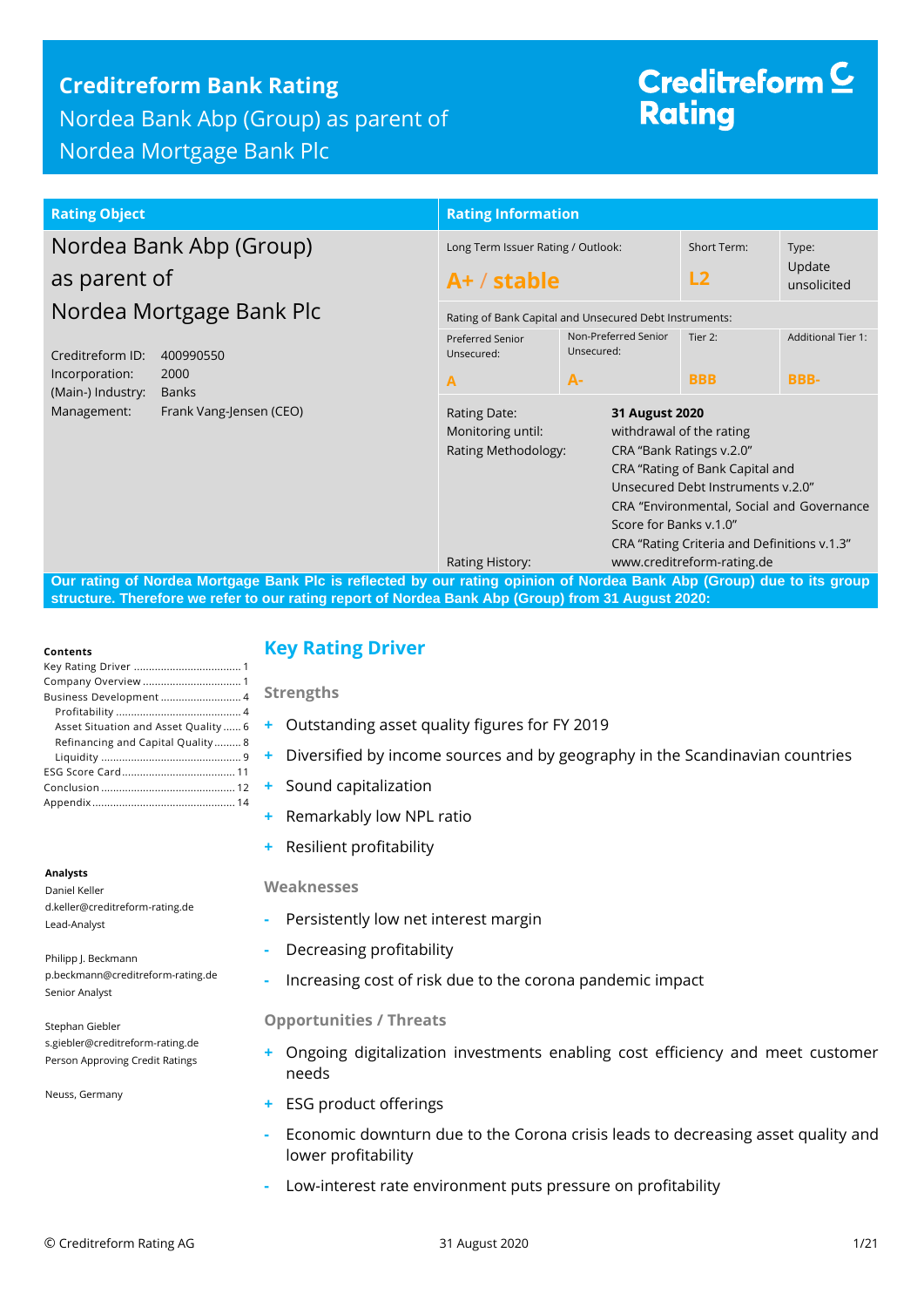# Creditreform Bank Rating

## Nordea Bank Abp (Group) as parent of Nordea Mortgage Bank Plc

Creditreform Rating

| Rating Object | Rating Information |
|---|---|
| Nordea Bank Abp (Group) as parent of Nordea Mortgage Bank Plc | |

**Nordea Bank Abp (Group) as parent of Nordea Mortgage Bank Plc**

Creditreform ID: 400990550
Incorporation: 2000
(Main-) Industry: Banks
Management: Frank Vang-Jensen (CEO)

**Rating Information**

| Long Term Issuer Rating / Outlook: | Short Term: | Type: |
|---|---|---|
| **A+ / stable** | **L2** | Update unsolicited |

Rating of Bank Capital and Unsecured Debt Instruments:

| Preferred Senior Unsecured: | Non-Preferred Senior Unsecured: | Tier 2: | Additional Tier 1: |
|---|---|---|---|
| **A** | **A-** | **BBB** | **BBB-** |

Rating Date: **31 August 2020**
Monitoring until: withdrawal of the rating
Rating Methodology: CRA "Bank Ratings v.2.0"
CRA "Rating of Bank Capital and Unsecured Debt Instruments v.2.0"
CRA "Environmental, Social and Governance Score for Banks v.1.0"
CRA "Rating Criteria and Definitions v.1.3"
Rating History: www.creditreform-rating.de

**Our rating of Nordea Mortgage Bank Plc is reflected by our rating opinion of Nordea Bank Abp (Group) due to its group structure. Therefore we refer to our rating report of Nordea Bank Abp (Group) from 31 August 2020:**

**Contents**

- Key Rating Driver ..... 1
- Company Overview ..... 1
- Business Development ..... 4
  - Profitability ..... 4
  - Asset Situation and Asset Quality ..... 6
  - Refinancing and Capital Quality ..... 8
  - Liquidity ..... 9
- ESG Score Card ..... 11
- Conclusion ..... 12
- Appendix ..... 14

**Analysts**

Daniel Keller
d.keller@creditreform-rating.de
Lead-Analyst

Philipp J. Beckmann
p.beckmann@creditreform-rating.de
Senior Analyst

Stephan Giebler
s.giebler@creditreform-rating.de
Person Approving Credit Ratings

Neuss, Germany

## Key Rating Driver

### Strengths

- + Outstanding asset quality figures for FY 2019
- + Diversified by income sources and by geography in the Scandinavian countries
- + Sound capitalization
- + Remarkably low NPL ratio
- + Resilient profitability

### Weaknesses

- - Persistently low net interest margin
- - Decreasing profitability
- - Increasing cost of risk due to the corona pandemic impact

### Opportunities / Threats

- + Ongoing digitalization investments enabling cost efficiency and meet customer needs
- + ESG product offerings
- - Economic downturn due to the Corona crisis leads to decreasing asset quality and lower profitability
- - Low-interest rate environment puts pressure on profitability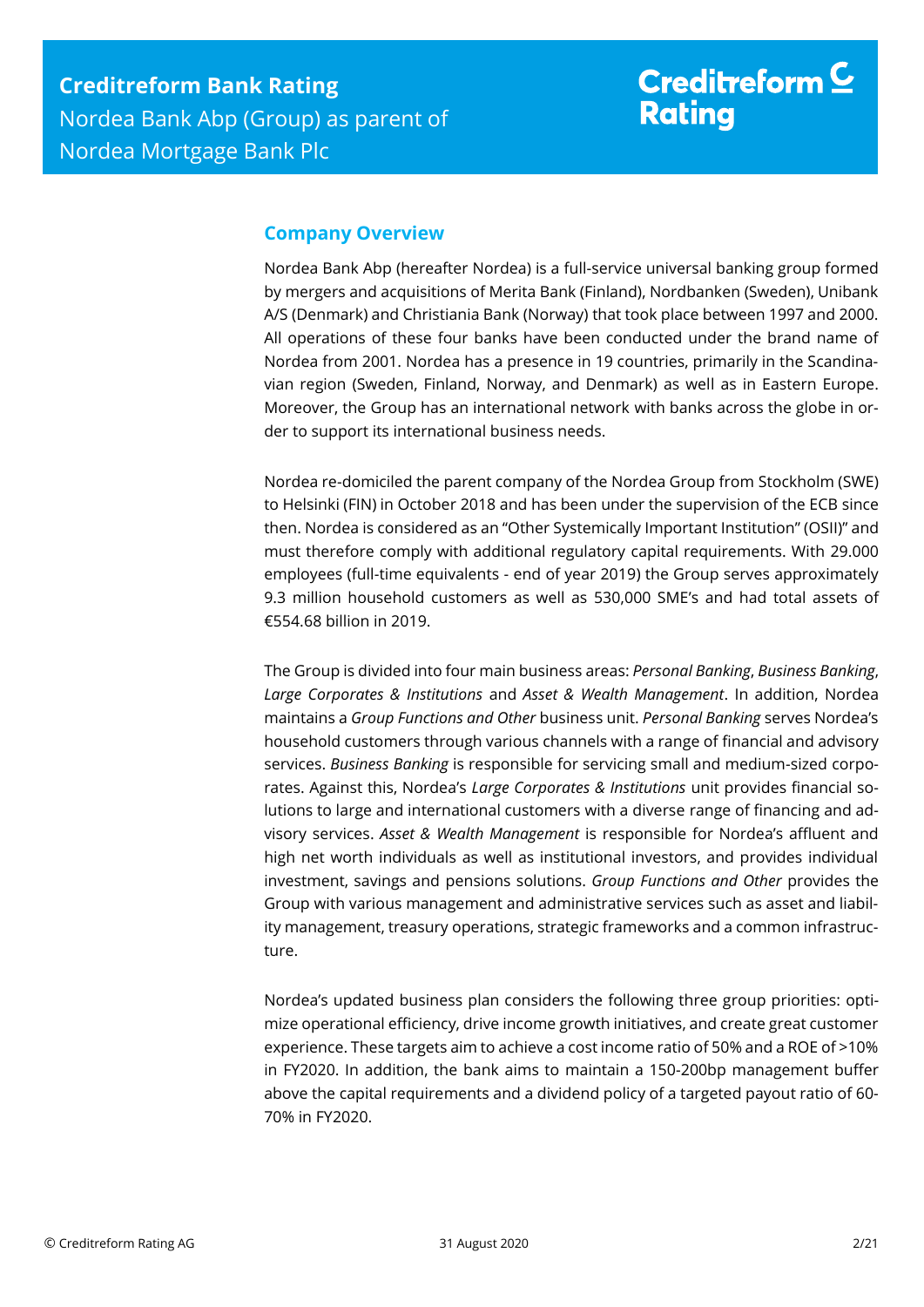## Company Overview

Nordea Bank Abp (hereafter Nordea) is a full-service universal banking group formed by mergers and acquisitions of Merita Bank (Finland), Nordbanken (Sweden), Unibank A/S (Denmark) and Christiania Bank (Norway) that took place between 1997 and 2000. All operations of these four banks have been conducted under the brand name of Nordea from 2001. Nordea has a presence in 19 countries, primarily in the Scandinavian region (Sweden, Finland, Norway, and Denmark) as well as in Eastern Europe. Moreover, the Group has an international network with banks across the globe in order to support its international business needs.

Nordea re-domiciled the parent company of the Nordea Group from Stockholm (SWE) to Helsinki (FIN) in October 2018 and has been under the supervision of the ECB since then. Nordea is considered as an "Other Systemically Important Institution" (OSII)" and must therefore comply with additional regulatory capital requirements. With 29.000 employees (full-time equivalents - end of year 2019) the Group serves approximately 9.3 million household customers as well as 530,000 SME's and had total assets of €554.68 billion in 2019.

The Group is divided into four main business areas: *Personal Banking*, *Business Banking*, *Large Corporates & Institutions* and *Asset & Wealth Management*. In addition, Nordea maintains a *Group Functions and Other* business unit. *Personal Banking* serves Nordea's household customers through various channels with a range of financial and advisory services. *Business Banking* is responsible for servicing small and medium-sized corporates. Against this, Nordea's *Large Corporates & Institutions* unit provides financial solutions to large and international customers with a diverse range of financing and advisory services. *Asset & Wealth Management* is responsible for Nordea's affluent and high net worth individuals as well as institutional investors, and provides individual investment, savings and pensions solutions. *Group Functions and Other* provides the Group with various management and administrative services such as asset and liability management, treasury operations, strategic frameworks and a common infrastructure.

Nordea's updated business plan considers the following three group priorities: optimize operational efficiency, drive income growth initiatives, and create great customer experience. These targets aim to achieve a cost income ratio of 50% and a ROE of >10% in FY2020. In addition, the bank aims to maintain a 150-200bp management buffer above the capital requirements and a dividend policy of a targeted payout ratio of 60-70% in FY2020.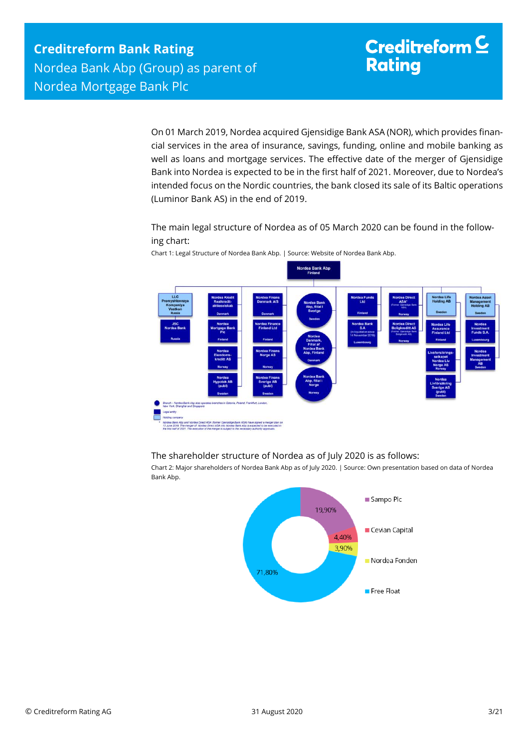On 01 March 2019, Nordea acquired Gjensidige Bank ASA (NOR), which provides financial services in the area of insurance, savings, funding, online and mobile banking as well as loans and mortgage services. The effective date of the merger of Gjensidige Bank into Nordea is expected to be in the first half of 2021. Moreover, due to Nordea's intended focus on the Nordic countries, the bank closed its sale of its Baltic operations (Luminor Bank AS) in the end of 2019.

The main legal structure of Nordea as of 05 March 2020 can be found in the following chart:

Chart 1: Legal Structure of Nordea Bank Abp. | Source: Website of Nordea Bank Abp.

The shareholder structure of Nordea as of July 2020 is as follows:

Chart 2: Major shareholders of Nordea Bank Abp as of July 2020. | Source: Own presentation based on data of Nordea Bank Abp.

| Shareholder | Share |
|---|---|
| Sampo Plc | 19,90% |
| Cevian Capital | 4,40% |
| Nordea Fonden | 3,90% |
| Free Float | 71,80% |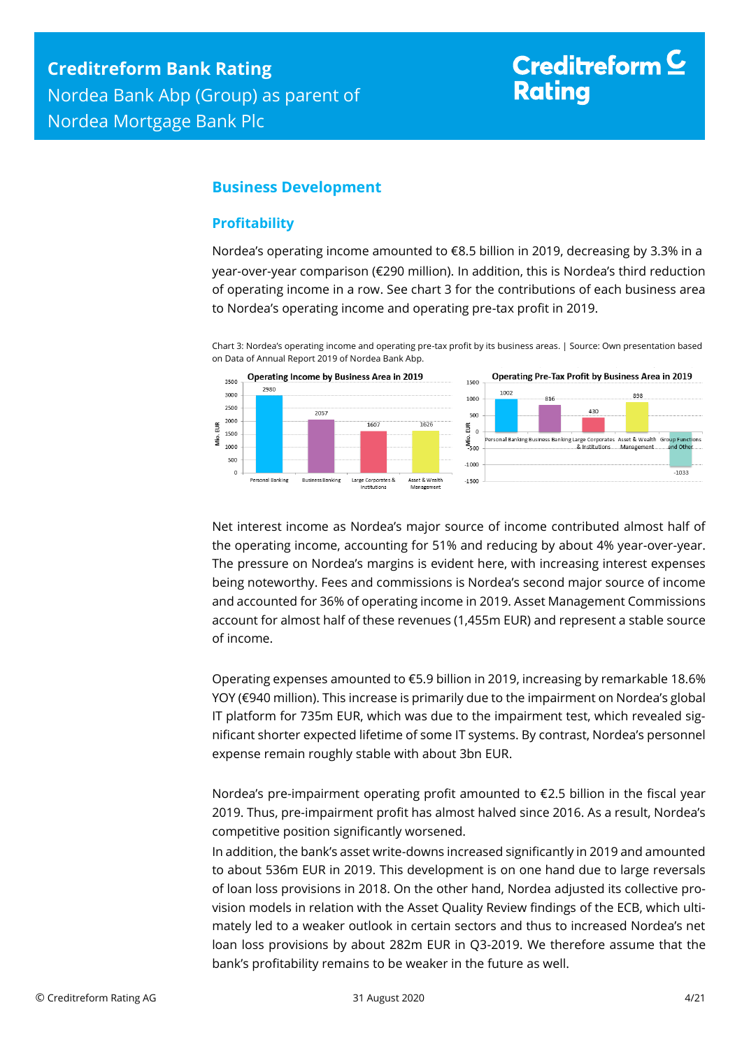## Business Development

### Profitability

Nordea's operating income amounted to €8.5 billion in 2019, decreasing by 3.3% in a year-over-year comparison (€290 million). In addition, this is Nordea's third reduction of operating income in a row. See chart 3 for the contributions of each business area to Nordea's operating income and operating pre-tax profit in 2019.

Chart 3: Nordea's operating income and operating pre-tax profit by its business areas. | Source: Own presentation based on Data of Annual Report 2019 of Nordea Bank Abp.

**Operating Income by Business Area in 2019** (Mio. EUR)

| Business Area | Operating Income |
|---|---|
| Personal Banking | 2980 |
| Business Banking | 2057 |
| Large Corporates & Institutions | 1607 |
| Asset & Wealth Management | 1626 |

**Operating Pre-Tax Profit by Business Area in 2019** (Mio. EUR)

| Business Area | Operating Pre-Tax Profit |
|---|---|
| Personal Banking | 1002 |
| Business Banking | 816 |
| Large Corporates & Institutions | 430 |
| Asset & Wealth Management | 898 |
| Group Functions and Other | -1033 |

Net interest income as Nordea's major source of income contributed almost half of the operating income, accounting for 51% and reducing by about 4% year-over-year. The pressure on Nordea's margins is evident here, with increasing interest expenses being noteworthy. Fees and commissions is Nordea's second major source of income and accounted for 36% of operating income in 2019. Asset Management Commissions account for almost half of these revenues (1,455m EUR) and represent a stable source of income.

Operating expenses amounted to €5.9 billion in 2019, increasing by remarkable 18.6% YOY (€940 million). This increase is primarily due to the impairment on Nordea's global IT platform for 735m EUR, which was due to the impairment test, which revealed significant shorter expected lifetime of some IT systems. By contrast, Nordea's personnel expense remain roughly stable with about 3bn EUR.

Nordea's pre-impairment operating profit amounted to €2.5 billion in the fiscal year 2019. Thus, pre-impairment profit has almost halved since 2016. As a result, Nordea's competitive position significantly worsened.

In addition, the bank's asset write-downs increased significantly in 2019 and amounted to about 536m EUR in 2019. This development is on one hand due to large reversals of loan loss provisions in 2018. On the other hand, Nordea adjusted its collective provision models in relation with the Asset Quality Review findings of the ECB, which ultimately led to a weaker outlook in certain sectors and thus to increased Nordea's net loan loss provisions by about 282m EUR in Q3-2019. We therefore assume that the bank's profitability remains to be weaker in the future as well.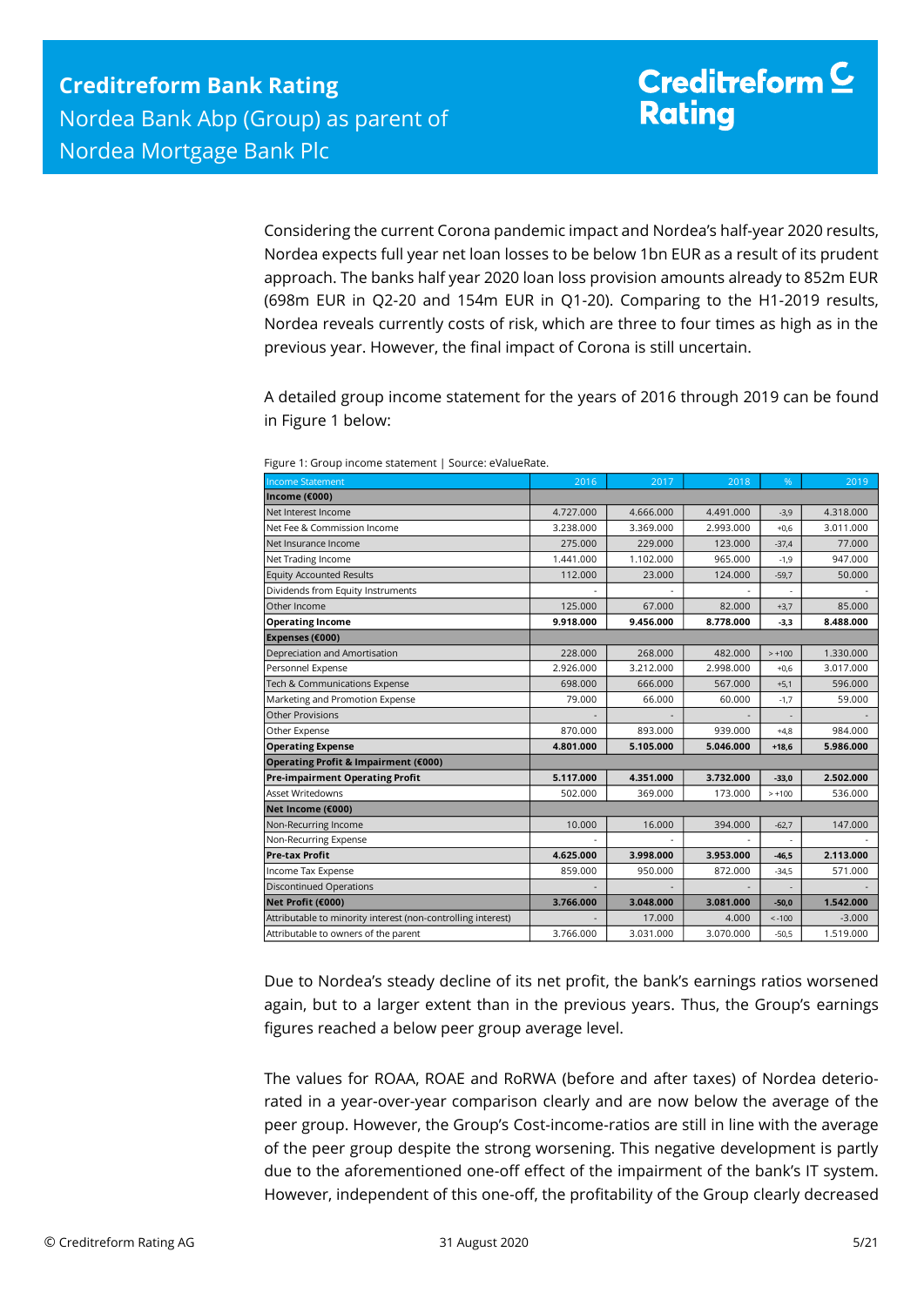Considering the current Corona pandemic impact and Nordea's half-year 2020 results, Nordea expects full year net loan losses to be below 1bn EUR as a result of its prudent approach. The banks half year 2020 loan loss provision amounts already to 852m EUR (698m EUR in Q2-20 and 154m EUR in Q1-20). Comparing to the H1-2019 results, Nordea reveals currently costs of risk, which are three to four times as high as in the previous year. However, the final impact of Corona is still uncertain.

A detailed group income statement for the years of 2016 through 2019 can be found in Figure 1 below:

Figure 1: Group income statement | Source: eValueRate.

| Income Statement | 2016 | 2017 | 2018 | % | 2019 |
|---|---|---|---|---|---|
| **Income (€000)** | | | | | |
| Net Interest Income | 4.727.000 | 4.666.000 | 4.491.000 | -3,9 | 4.318.000 |
| Net Fee & Commission Income | 3.238.000 | 3.369.000 | 2.993.000 | +0,6 | 3.011.000 |
| Net Insurance Income | 275.000 | 229.000 | 123.000 | -37,4 | 77.000 |
| Net Trading Income | 1.441.000 | 1.102.000 | 965.000 | -1,9 | 947.000 |
| Equity Accounted Results | 112.000 | 23.000 | 124.000 | -59,7 | 50.000 |
| Dividends from Equity Instruments | - | - | - | - | - |
| Other Income | 125.000 | 67.000 | 82.000 | +3,7 | 85.000 |
| **Operating Income** | **9.918.000** | **9.456.000** | **8.778.000** | **-3,3** | **8.488.000** |
| **Expenses (€000)** | | | | | |
| Depreciation and Amortisation | 228.000 | 268.000 | 482.000 | > +100 | 1.330.000 |
| Personnel Expense | 2.926.000 | 3.212.000 | 2.998.000 | +0,6 | 3.017.000 |
| Tech & Communications Expense | 698.000 | 666.000 | 567.000 | +5,1 | 596.000 |
| Marketing and Promotion Expense | 79.000 | 66.000 | 60.000 | -1,7 | 59.000 |
| Other Provisions | - | - | - | - | - |
| Other Expense | 870.000 | 893.000 | 939.000 | +4,8 | 984.000 |
| **Operating Expense** | **4.801.000** | **5.105.000** | **5.046.000** | **+18,6** | **5.986.000** |
| **Operating Profit & Impairment (€000)** | | | | | |
| **Pre-impairment Operating Profit** | **5.117.000** | **4.351.000** | **3.732.000** | **-33,0** | **2.502.000** |
| Asset Writedowns | 502.000 | 369.000 | 173.000 | > +100 | 536.000 |
| **Net Income (€000)** | | | | | |
| Non-Recurring Income | 10.000 | 16.000 | 394.000 | -62,7 | 147.000 |
| Non-Recurring Expense | - | - | - | - | - |
| **Pre-tax Profit** | **4.625.000** | **3.998.000** | **3.953.000** | **-46,5** | **2.113.000** |
| Income Tax Expense | 859.000 | 950.000 | 872.000 | -34,5 | 571.000 |
| Discontinued Operations | - | - | - | - | - |
| **Net Profit (€000)** | **3.766.000** | **3.048.000** | **3.081.000** | **-50,0** | **1.542.000** |
| Attributable to minority interest (non-controlling interest) | - | 17.000 | 4.000 | < -100 | -3.000 |
| Attributable to owners of the parent | 3.766.000 | 3.031.000 | 3.070.000 | -50,5 | 1.519.000 |

Due to Nordea's steady decline of its net profit, the bank's earnings ratios worsened again, but to a larger extent than in the previous years. Thus, the Group's earnings figures reached a below peer group average level.

The values for ROAA, ROAE and RoRWA (before and after taxes) of Nordea deteriorated in a year-over-year comparison clearly and are now below the average of the peer group. However, the Group's Cost-income-ratios are still in line with the average of the peer group despite the strong worsening. This negative development is partly due to the aforementioned one-off effect of the impairment of the bank's IT system. However, independent of this one-off, the profitability of the Group clearly decreased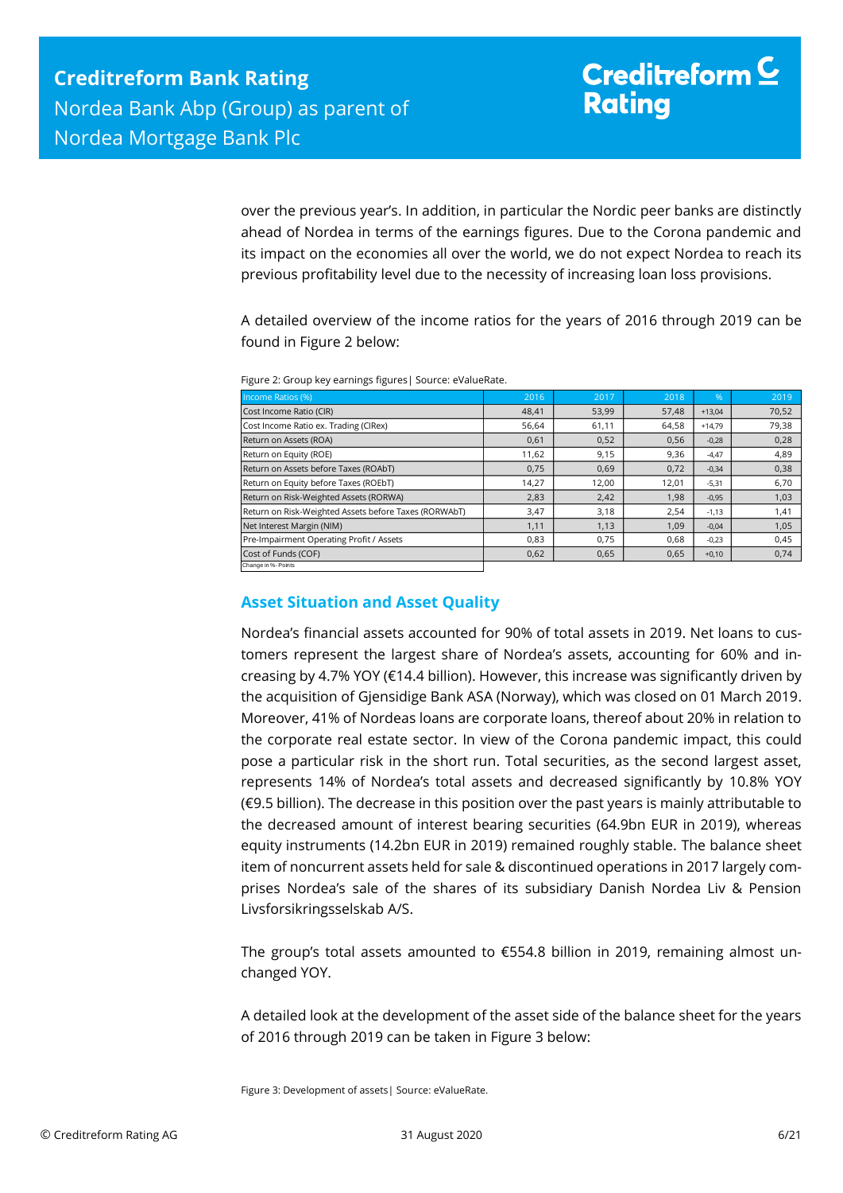over the previous year's. In addition, in particular the Nordic peer banks are distinctly ahead of Nordea in terms of the earnings figures. Due to the Corona pandemic and its impact on the economies all over the world, we do not expect Nordea to reach its previous profitability level due to the necessity of increasing loan loss provisions.

A detailed overview of the income ratios for the years of 2016 through 2019 can be found in Figure 2 below:

Figure 2: Group key earnings figures| Source: eValueRate.

| Income Ratios (%) | 2016 | 2017 | 2018 | % | 2019 |
|---|---|---|---|---|---|
| Cost Income Ratio (CIR) | 48,41 | 53,99 | 57,48 | +13,04 | 70,52 |
| Cost Income Ratio ex. Trading (CIRex) | 56,64 | 61,11 | 64,58 | +14,79 | 79,38 |
| Return on Assets (ROA) | 0,61 | 0,52 | 0,56 | -0,28 | 0,28 |
| Return on Equity (ROE) | 11,62 | 9,15 | 9,36 | -4,47 | 4,89 |
| Return on Assets before Taxes (ROAbT) | 0,75 | 0,69 | 0,72 | -0,34 | 0,38 |
| Return on Equity before Taxes (ROEbT) | 14,27 | 12,00 | 12,01 | -5,31 | 6,70 |
| Return on Risk-Weighted Assets (RORWA) | 2,83 | 2,42 | 1,98 | -0,95 | 1,03 |
| Return on Risk-Weighted Assets before Taxes (RORWAbT) | 3,47 | 3,18 | 2,54 | -1,13 | 1,41 |
| Net Interest Margin (NIM) | 1,11 | 1,13 | 1,09 | -0,04 | 1,05 |
| Pre-Impairment Operating Profit / Assets | 0,83 | 0,75 | 0,68 | -0,23 | 0,45 |
| Cost of Funds (COF) | 0,62 | 0,65 | 0,65 | +0,10 | 0,74 |
| Change in %- Points | | | | | |

## Asset Situation and Asset Quality

Nordea's financial assets accounted for 90% of total assets in 2019. Net loans to customers represent the largest share of Nordea's assets, accounting for 60% and increasing by 4.7% YOY (€14.4 billion). However, this increase was significantly driven by the acquisition of Gjensidige Bank ASA (Norway), which was closed on 01 March 2019. Moreover, 41% of Nordeas loans are corporate loans, thereof about 20% in relation to the corporate real estate sector. In view of the Corona pandemic impact, this could pose a particular risk in the short run. Total securities, as the second largest asset, represents 14% of Nordea's total assets and decreased significantly by 10.8% YOY (€9.5 billion). The decrease in this position over the past years is mainly attributable to the decreased amount of interest bearing securities (64.9bn EUR in 2019), whereas equity instruments (14.2bn EUR in 2019) remained roughly stable. The balance sheet item of noncurrent assets held for sale & discontinued operations in 2017 largely comprises Nordea's sale of the shares of its subsidiary Danish Nordea Liv & Pension Livsforsikringsselskab A/S.

The group's total assets amounted to €554.8 billion in 2019, remaining almost unchanged YOY.

A detailed look at the development of the asset side of the balance sheet for the years of 2016 through 2019 can be taken in Figure 3 below:

Figure 3: Development of assets| Source: eValueRate.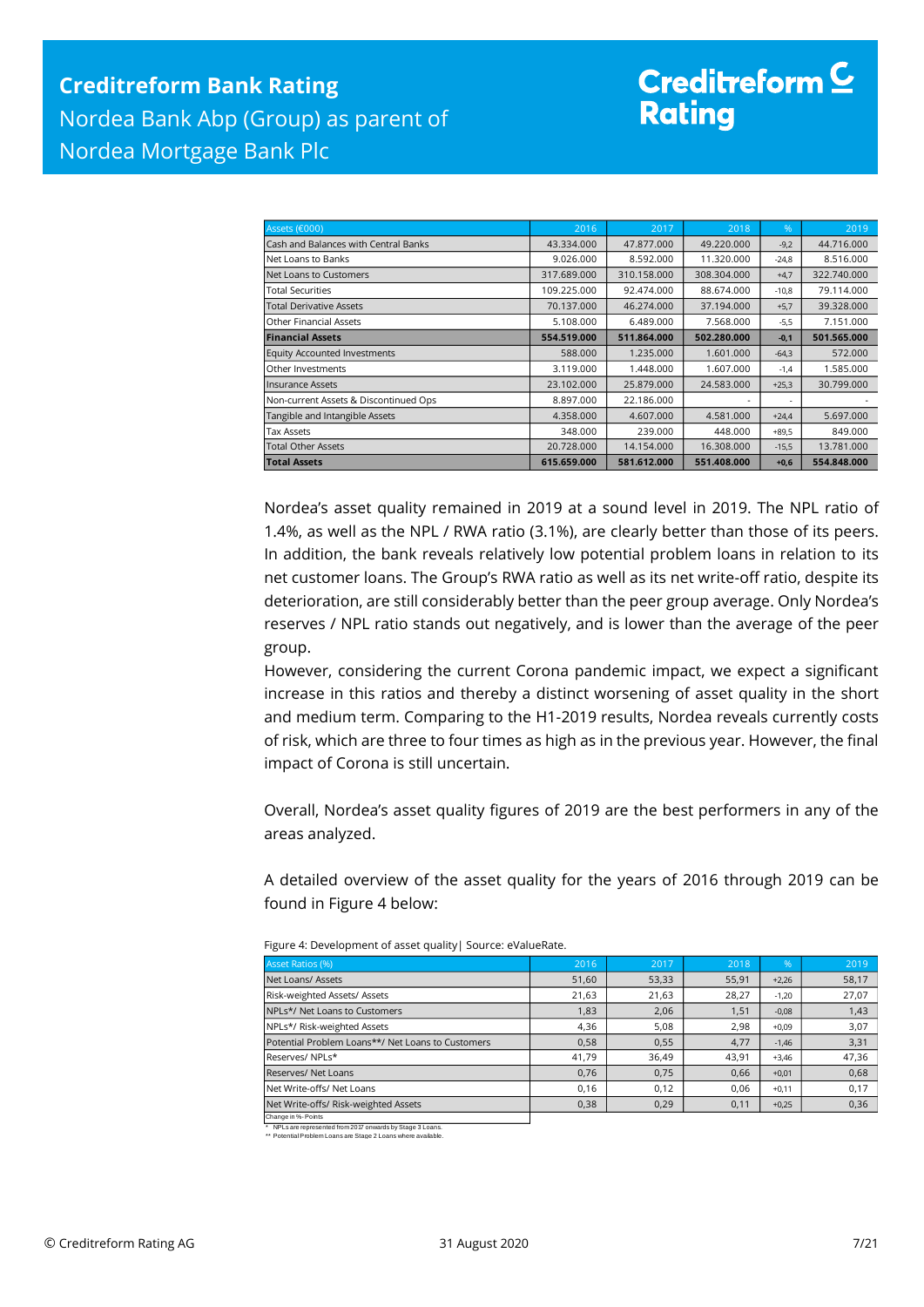| Assets (€000) | 2016 | 2017 | 2018 | % | 2019 |
|---|---|---|---|---|---|
| Cash and Balances with Central Banks | 43.334.000 | 47.877.000 | 49.220.000 | -9,2 | 44.716.000 |
| Net Loans to Banks | 9.026.000 | 8.592.000 | 11.320.000 | -24,8 | 8.516.000 |
| Net Loans to Customers | 317.689.000 | 310.158.000 | 308.304.000 | +4,7 | 322.740.000 |
| Total Securities | 109.225.000 | 92.474.000 | 88.674.000 | -10,8 | 79.114.000 |
| Total Derivative Assets | 70.137.000 | 46.274.000 | 37.194.000 | +5,7 | 39.328.000 |
| Other Financial Assets | 5.108.000 | 6.489.000 | 7.568.000 | -5,5 | 7.151.000 |
| **Financial Assets** | **554.519.000** | **511.864.000** | **502.280.000** | **-0,1** | **501.565.000** |
| Equity Accounted Investments | 588.000 | 1.235.000 | 1.601.000 | -64,3 | 572.000 |
| Other Investments | 3.119.000 | 1.448.000 | 1.607.000 | -1,4 | 1.585.000 |
| Insurance Assets | 23.102.000 | 25.879.000 | 24.583.000 | +25,3 | 30.799.000 |
| Non-current Assets & Discontinued Ops | 8.897.000 | 22.186.000 | - | - | - |
| Tangible and Intangible Assets | 4.358.000 | 4.607.000 | 4.581.000 | +24,4 | 5.697.000 |
| Tax Assets | 348.000 | 239.000 | 448.000 | +89,5 | 849.000 |
| Total Other Assets | 20.728.000 | 14.154.000 | 16.308.000 | -15,5 | 13.781.000 |
| **Total Assets** | **615.659.000** | **581.612.000** | **551.408.000** | **+0,6** | **554.848.000** |

Nordea's asset quality remained in 2019 at a sound level in 2019. The NPL ratio of 1.4%, as well as the NPL / RWA ratio (3.1%), are clearly better than those of its peers. In addition, the bank reveals relatively low potential problem loans in relation to its net customer loans. The Group's RWA ratio as well as its net write-off ratio, despite its deterioration, are still considerably better than the peer group average. Only Nordea's reserves / NPL ratio stands out negatively, and is lower than the average of the peer group.

However, considering the current Corona pandemic impact, we expect a significant increase in this ratios and thereby a distinct worsening of asset quality in the short and medium term. Comparing to the H1-2019 results, Nordea reveals currently costs of risk, which are three to four times as high as in the previous year. However, the final impact of Corona is still uncertain.

Overall, Nordea's asset quality figures of 2019 are the best performers in any of the areas analyzed.

A detailed overview of the asset quality for the years of 2016 through 2019 can be found in Figure 4 below:

Figure 4: Development of asset quality| Source: eValueRate.

| Asset Ratios (%) | 2016 | 2017 | 2018 | % | 2019 |
|---|---|---|---|---|---|
| Net Loans/ Assets | 51,60 | 53,33 | 55,91 | +2,26 | 58,17 |
| Risk-weighted Assets/ Assets | 21,63 | 21,63 | 28,27 | -1,20 | 27,07 |
| NPLs*/ Net Loans to Customers | 1,83 | 2,06 | 1,51 | -0,08 | 1,43 |
| NPLs*/ Risk-weighted Assets | 4,36 | 5,08 | 2,98 | +0,09 | 3,07 |
| Potential Problem Loans**/ Net Loans to Customers | 0,58 | 0,55 | 4,77 | -1,46 | 3,31 |
| Reserves/ NPLs* | 41,79 | 36,49 | 43,91 | +3,46 | 47,36 |
| Reserves/ Net Loans | 0,76 | 0,75 | 0,66 | +0,01 | 0,68 |
| Net Write-offs/ Net Loans | 0,16 | 0,12 | 0,06 | +0,11 | 0,17 |
| Net Write-offs/ Risk-weighted Assets | 0,38 | 0,29 | 0,11 | +0,25 | 0,36 |

Change in %-Points

\* NPLs are represented from 2017 onwards by Stage 3 Loans.

\*\* Potential Problem Loans are Stage 2 Loans where available.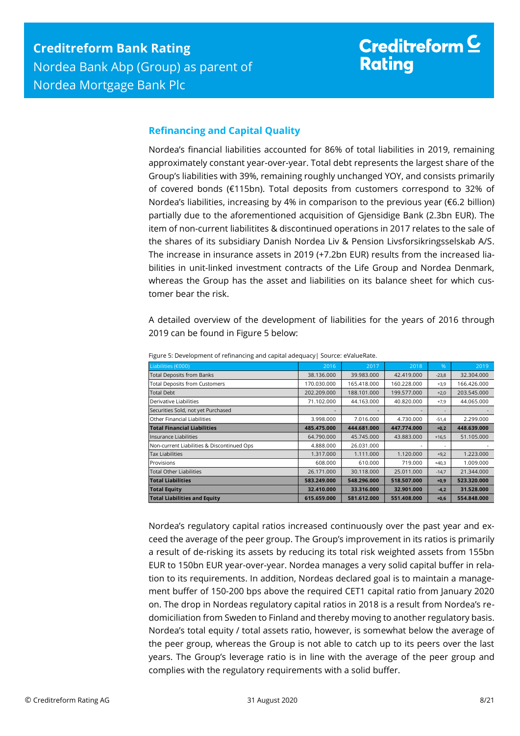## Refinancing and Capital Quality

Nordea's financial liabilities accounted for 86% of total liabilities in 2019, remaining approximately constant year-over-year. Total debt represents the largest share of the Group's liabilities with 39%, remaining roughly unchanged YOY, and consists primarily of covered bonds (€115bn). Total deposits from customers correspond to 32% of Nordea's liabilities, increasing by 4% in comparison to the previous year (€6.2 billion) partially due to the aforementioned acquisition of Gjensidige Bank (2.3bn EUR). The item of non-current liabilitites & discontinued operations in 2017 relates to the sale of the shares of its subsidiary Danish Nordea Liv & Pension Livsforsikringsselskab A/S. The increase in insurance assets in 2019 (+7.2bn EUR) results from the increased liabilities in unit-linked investment contracts of the Life Group and Nordea Denmark, whereas the Group has the asset and liabilities on its balance sheet for which customer bear the risk.

A detailed overview of the development of liabilities for the years of 2016 through 2019 can be found in Figure 5 below:

Figure 5: Development of refinancing and capital adequacy| Source: eValueRate.

| Liabilities (€000) | 2016 | 2017 | 2018 | % | 2019 |
|---|---|---|---|---|---|
| Total Deposits from Banks | 38.136.000 | 39.983.000 | 42.419.000 | -23,8 | 32.304.000 |
| Total Deposits from Customers | 170.030.000 | 165.418.000 | 160.228.000 | +3,9 | 166.426.000 |
| Total Debt | 202.209.000 | 188.101.000 | 199.577.000 | +2,0 | 203.545.000 |
| Derivative Liabilities | 71.102.000 | 44.163.000 | 40.820.000 | +7,9 | 44.065.000 |
| Securities Sold, not yet Purchased | - | - | - | - | - |
| Other Financial Liabilities | 3.998.000 | 7.016.000 | 4.730.000 | -51,4 | 2.299.000 |
| **Total Financial Liabilities** | **485.475.000** | **444.681.000** | **447.774.000** | **+0,2** | **448.639.000** |
| Insurance Liabilities | 64.790.000 | 45.745.000 | 43.883.000 | +16,5 | 51.105.000 |
| Non-current Liabilities & Discontinued Ops | 4.888.000 | 26.031.000 | - | - | - |
| Tax Liabilities | 1.317.000 | 1.111.000 | 1.120.000 | +9,2 | 1.223.000 |
| Provisions | 608.000 | 610.000 | 719.000 | +40,3 | 1.009.000 |
| Total Other Liabilities | 26.171.000 | 30.118.000 | 25.011.000 | -14,7 | 21.344.000 |
| **Total Liabilities** | **583.249.000** | **548.296.000** | **518.507.000** | **+0,9** | **523.320.000** |
| **Total Equity** | **32.410.000** | **33.316.000** | **32.901.000** | **-4,2** | **31.528.000** |
| **Total Liabilities and Equity** | **615.659.000** | **581.612.000** | **551.408.000** | **+0,6** | **554.848.000** |

Nordea's regulatory capital ratios increased continuously over the past year and exceed the average of the peer group. The Group's improvement in its ratios is primarily a result of de-risking its assets by reducing its total risk weighted assets from 155bn EUR to 150bn EUR year-over-year. Nordea manages a very solid capital buffer in relation to its requirements. In addition, Nordeas declared goal is to maintain a management buffer of 150-200 bps above the required CET1 capital ratio from January 2020 on. The drop in Nordeas regulatory capital ratios in 2018 is a result from Nordea's redomiciliation from Sweden to Finland and thereby moving to another regulatory basis. Nordea's total equity / total assets ratio, however, is somewhat below the average of the peer group, whereas the Group is not able to catch up to its peers over the last years. The Group's leverage ratio is in line with the average of the peer group and complies with the regulatory requirements with a solid buffer.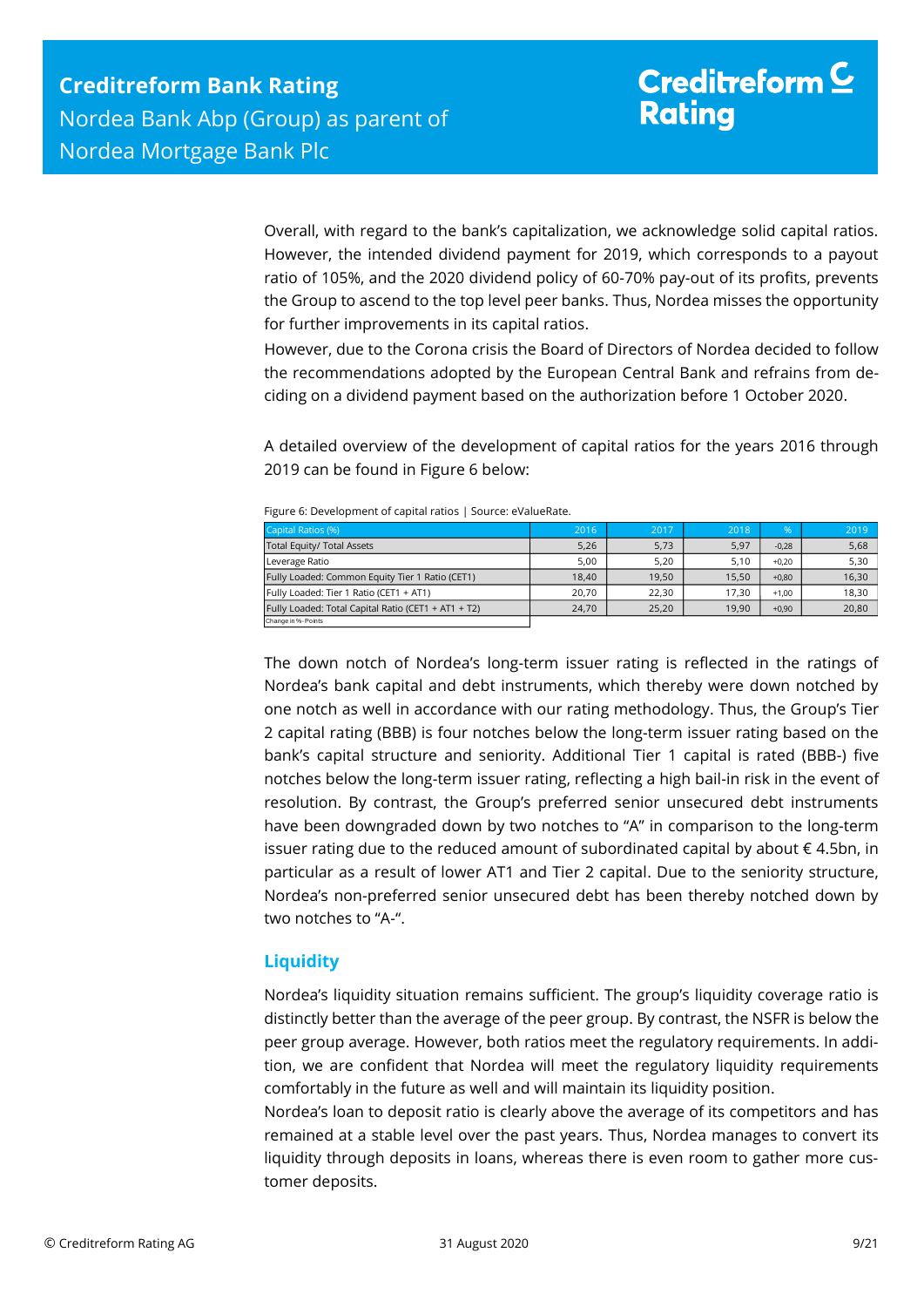Overall, with regard to the bank's capitalization, we acknowledge solid capital ratios. However, the intended dividend payment for 2019, which corresponds to a payout ratio of 105%, and the 2020 dividend policy of 60-70% pay-out of its profits, prevents the Group to ascend to the top level peer banks. Thus, Nordea misses the opportunity for further improvements in its capital ratios.

However, due to the Corona crisis the Board of Directors of Nordea decided to follow the recommendations adopted by the European Central Bank and refrains from deciding on a dividend payment based on the authorization before 1 October 2020.

A detailed overview of the development of capital ratios for the years 2016 through 2019 can be found in Figure 6 below:

Figure 6: Development of capital ratios | Source: eValueRate.

| Capital Ratios (%) | 2016 | 2017 | 2018 | % | 2019 |
|---|---|---|---|---|---|
| Total Equity/ Total Assets | 5,26 | 5,73 | 5,97 | -0,28 | 5,68 |
| Leverage Ratio | 5,00 | 5,20 | 5,10 | +0,20 | 5,30 |
| Fully Loaded: Common Equity Tier 1 Ratio (CET1) | 18,40 | 19,50 | 15,50 | +0,80 | 16,30 |
| Fully Loaded: Tier 1 Ratio (CET1 + AT1) | 20,70 | 22,30 | 17,30 | +1,00 | 18,30 |
| Fully Loaded: Total Capital Ratio (CET1 + AT1 + T2) | 24,70 | 25,20 | 19,90 | +0,90 | 20,80 |

Change in %- Points

The down notch of Nordea's long-term issuer rating is reflected in the ratings of Nordea's bank capital and debt instruments, which thereby were down notched by one notch as well in accordance with our rating methodology. Thus, the Group's Tier 2 capital rating (BBB) is four notches below the long-term issuer rating based on the bank's capital structure and seniority. Additional Tier 1 capital is rated (BBB-) five notches below the long-term issuer rating, reflecting a high bail-in risk in the event of resolution. By contrast, the Group's preferred senior unsecured debt instruments have been downgraded down by two notches to "A" in comparison to the long-term issuer rating due to the reduced amount of subordinated capital by about € 4.5bn, in particular as a result of lower AT1 and Tier 2 capital. Due to the seniority structure, Nordea's non-preferred senior unsecured debt has been thereby notched down by two notches to "A-".

## Liquidity

Nordea's liquidity situation remains sufficient. The group's liquidity coverage ratio is distinctly better than the average of the peer group. By contrast, the NSFR is below the peer group average. However, both ratios meet the regulatory requirements. In addition, we are confident that Nordea will meet the regulatory liquidity requirements comfortably in the future as well and will maintain its liquidity position.

Nordea's loan to deposit ratio is clearly above the average of its competitors and has remained at a stable level over the past years. Thus, Nordea manages to convert its liquidity through deposits in loans, whereas there is even room to gather more customer deposits.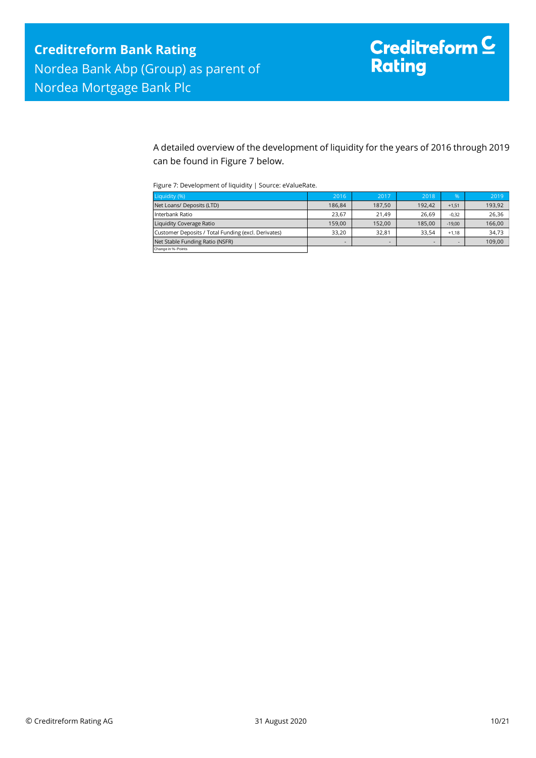A detailed overview of the development of liquidity for the years of 2016 through 2019 can be found in Figure 7 below.

Figure 7: Development of liquidity | Source: eValueRate.

| Liquidity (%) | 2016 | 2017 | 2018 | % | 2019 |
|---|---|---|---|---|---|
| Net Loans/ Deposits (LTD) | 186,84 | 187,50 | 192,42 | +1,51 | 193,92 |
| Interbank Ratio | 23,67 | 21,49 | 26,69 | -0,32 | 26,36 |
| Liquidity Coverage Ratio | 159,00 | 152,00 | 185,00 | -19,00 | 166,00 |
| Customer Deposits / Total Funding (excl. Derivates) | 33,20 | 32,81 | 33,54 | +1,18 | 34,73 |
| Net Stable Funding Ratio (NSFR) | - | - | - | - | 109,00 |

Change in %- Points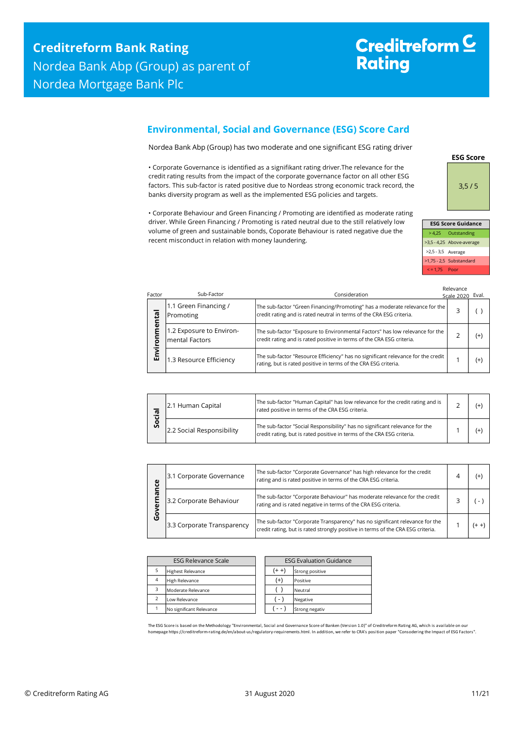## Environmental, Social and Governance (ESG) Score Card

Nordea Bank Abp (Group) has two moderate and one significant ESG rating driver

• Corporate Governance is identified as a signifikant rating driver.The relevance for the credit rating results from the impact of the corporate governance factor on all other ESG factors. This sub-factor is rated positive due to Nordeas strong economic track record, the banks diversity program as well as the implemented ESG policies and targets.

• Corporate Behaviour and Green Financing / Promoting are identified as moderate rating driver. While Green Financing / Promoting is rated neutral due to the still relatively low volume of green and sustainable bonds, Coporate Behaviour is rated negative due the recent misconduct in relation with money laundering.

| ESG Score |
|---|
| 3,5 / 5 |

| ESG Score Guidance | |
|---|---|
| > 4,25 | Outstanding |
| >3,5 - 4,25 | Above-average |
| >2,5 - 3,5 | Average |
| >1,75 - 2,5 | Substandard |
| < = 1,75 | Poor |

| Factor | Sub-Factor | Consideration | Relevance Scale 2020 | Eval. |
|---|---|---|---|---|
| Environmental | 1.1 Green Financing / Promoting | The sub-factor "Green Financing/Promoting" has a moderate relevance for the credit rating and is rated neutral in terms of the CRA ESG criteria. | 3 | ( ) |
| | 1.2 Exposure to Environ-mental Factors | The sub-factor "Exposure to Environmental Factors" has low relevance for the credit rating and is rated positive in terms of the CRA ESG criteria. | 2 | (+) |
| | 1.3 Resource Efficiency | The sub-factor "Resource Efficiency" has no significant relevance for the credit rating, but is rated positive in terms of the CRA ESG criteria. | 1 | (+) |
| Social | 2.1 Human Capital | The sub-factor "Human Capital" has low relevance for the credit rating and is rated positive in terms of the CRA ESG criteria. | 2 | (+) |
| | 2.2 Social Responsibility | The sub-factor "Social Responsibility" has no significant relevance for the credit rating, but is rated positive in terms of the CRA ESG criteria. | 1 | (+) |
| Governance | 3.1 Corporate Governance | The sub-factor "Corporate Governance" has high relevance for the credit rating and is rated positive in terms of the CRA ESG criteria. | 4 | (+) |
| | 3.2 Corporate Behaviour | The sub-factor "Corporate Behaviour" has moderate relevance for the credit rating and is rated negative in terms of the CRA ESG criteria. | 3 | ( - ) |
| | 3.3 Corporate Transparency | The sub-factor "Corporate Transparency" has no significant relevance for the credit rating, but is rated strongly positive in terms of the CRA ESG criteria. | 1 | (+ +) |

| ESG Relevance Scale | |
|---|---|
| 5 | Highest Relevance |
| 4 | High Relevance |
| 3 | Moderate Relevance |
| 2 | Low Relevance |
| 1 | No significant Relevance |

| ESG Evaluation Guidance | |
|---|---|
| (+ +) | Strong positive |
| (+) | Positive |
| ( ) | Neutral |
| ( - ) | Negative |
| ( - - ) | Strong negativ |

The ESG Score is based on the Methodology "Environmental, Social and Governance Score of Banken (Version 1.0)" of Creditreform Rating AG, which is available on our homepage https://creditreform-rating.de/en/about-us/regulatory-requirements.html. In addition, we refer to CRA's position paper "Consodering the Impact of ESG Factors".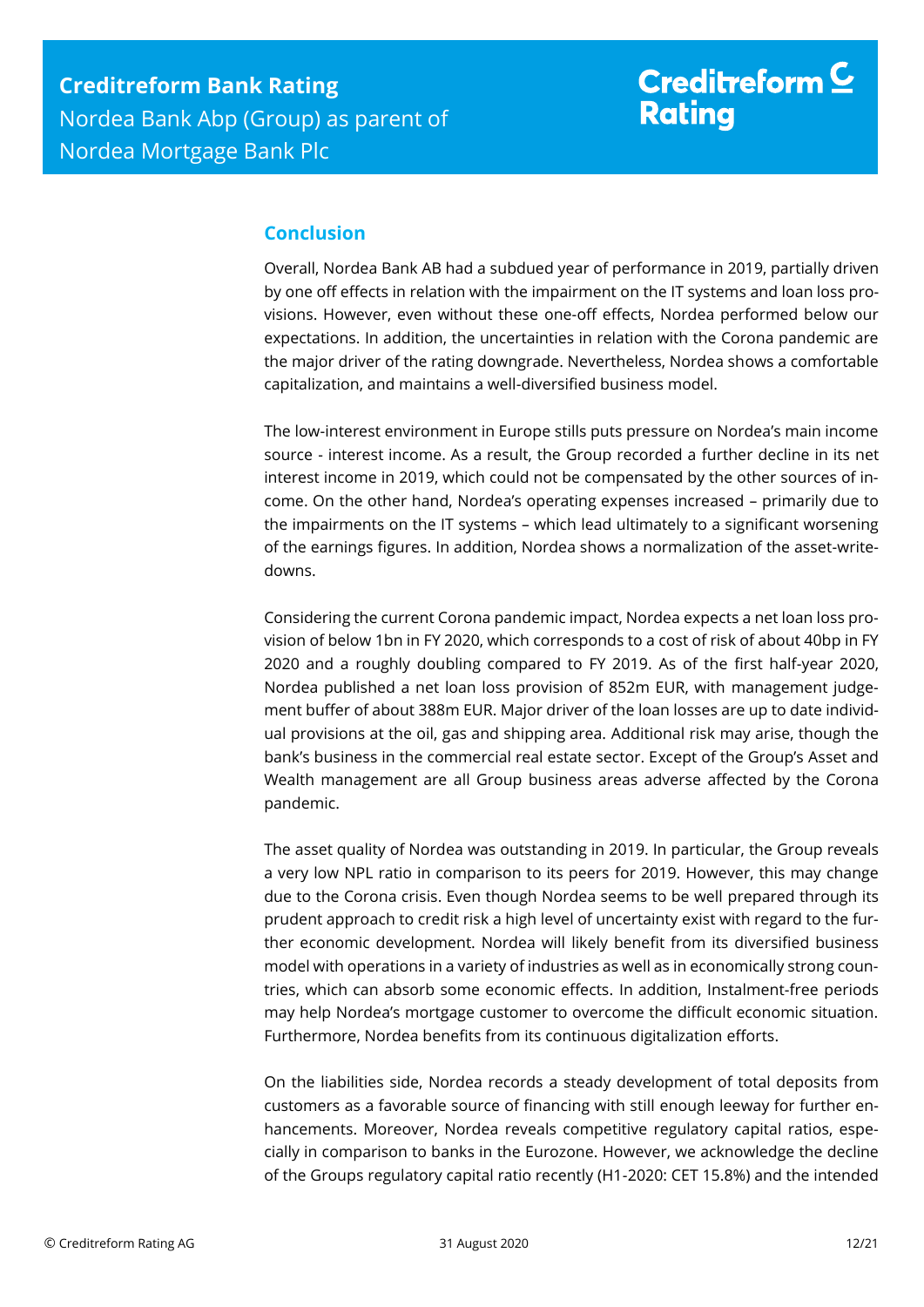## Conclusion

Overall, Nordea Bank AB had a subdued year of performance in 2019, partially driven by one off effects in relation with the impairment on the IT systems and loan loss provisions. However, even without these one-off effects, Nordea performed below our expectations. In addition, the uncertainties in relation with the Corona pandemic are the major driver of the rating downgrade. Nevertheless, Nordea shows a comfortable capitalization, and maintains a well-diversified business model.

The low-interest environment in Europe stills puts pressure on Nordea's main income source - interest income. As a result, the Group recorded a further decline in its net interest income in 2019, which could not be compensated by the other sources of income. On the other hand, Nordea's operating expenses increased – primarily due to the impairments on the IT systems – which lead ultimately to a significant worsening of the earnings figures. In addition, Nordea shows a normalization of the asset-write-downs.

Considering the current Corona pandemic impact, Nordea expects a net loan loss provision of below 1bn in FY 2020, which corresponds to a cost of risk of about 40bp in FY 2020 and a roughly doubling compared to FY 2019. As of the first half-year 2020, Nordea published a net loan loss provision of 852m EUR, with management judgement buffer of about 388m EUR. Major driver of the loan losses are up to date individual provisions at the oil, gas and shipping area. Additional risk may arise, though the bank's business in the commercial real estate sector. Except of the Group's Asset and Wealth management are all Group business areas adverse affected by the Corona pandemic.

The asset quality of Nordea was outstanding in 2019. In particular, the Group reveals a very low NPL ratio in comparison to its peers for 2019. However, this may change due to the Corona crisis. Even though Nordea seems to be well prepared through its prudent approach to credit risk a high level of uncertainty exist with regard to the further economic development. Nordea will likely benefit from its diversified business model with operations in a variety of industries as well as in economically strong countries, which can absorb some economic effects. In addition, Instalment-free periods may help Nordea's mortgage customer to overcome the difficult economic situation. Furthermore, Nordea benefits from its continuous digitalization efforts.

On the liabilities side, Nordea records a steady development of total deposits from customers as a favorable source of financing with still enough leeway for further enhancements. Moreover, Nordea reveals competitive regulatory capital ratios, especially in comparison to banks in the Eurozone. However, we acknowledge the decline of the Groups regulatory capital ratio recently (H1-2020: CET 15.8%) and the intended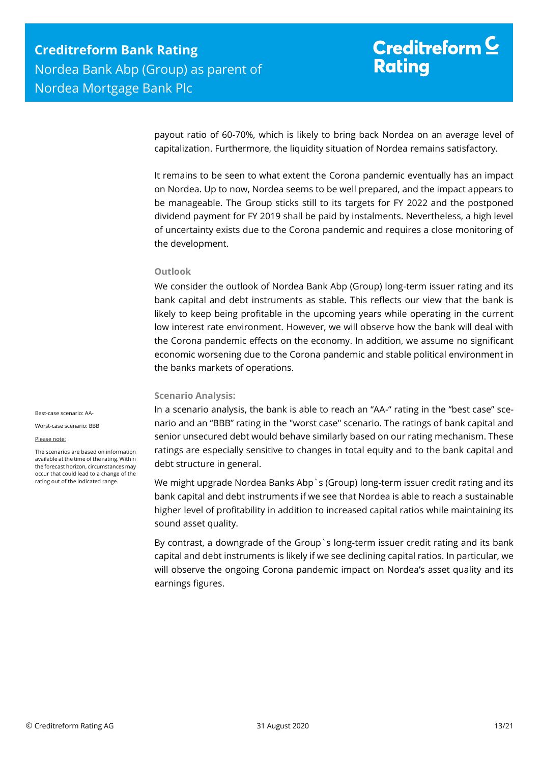payout ratio of 60-70%, which is likely to bring back Nordea on an average level of capitalization. Furthermore, the liquidity situation of Nordea remains satisfactory.

It remains to be seen to what extent the Corona pandemic eventually has an impact on Nordea. Up to now, Nordea seems to be well prepared, and the impact appears to be manageable. The Group sticks still to its targets for FY 2022 and the postponed dividend payment for FY 2019 shall be paid by instalments. Nevertheless, a high level of uncertainty exists due to the Corona pandemic and requires a close monitoring of the development.

### Outlook

We consider the outlook of Nordea Bank Abp (Group) long-term issuer rating and its bank capital and debt instruments as stable. This reflects our view that the bank is likely to keep being profitable in the upcoming years while operating in the current low interest rate environment. However, we will observe how the bank will deal with the Corona pandemic effects on the economy. In addition, we assume no significant economic worsening due to the Corona pandemic and stable political environment in the banks markets of operations.

### Scenario Analysis:

Best-case scenario: AA-

Worst-case scenario: BBB

Please note:

The scenarios are based on information available at the time of the rating. Within the forecast horizon, circumstances may occur that could lead to a change of the rating out of the indicated range.

In a scenario analysis, the bank is able to reach an “AA-“ rating in the “best case” scenario and an “BBB” rating in the "worst case" scenario. The ratings of bank capital and senior unsecured debt would behave similarly based on our rating mechanism. These ratings are especially sensitive to changes in total equity and to the bank capital and debt structure in general.

We might upgrade Nordea Banks Abp`s (Group) long-term issuer credit rating and its bank capital and debt instruments if we see that Nordea is able to reach a sustainable higher level of profitability in addition to increased capital ratios while maintaining its sound asset quality.

By contrast, a downgrade of the Group`s long-term issuer credit rating and its bank capital and debt instruments is likely if we see declining capital ratios. In particular, we will observe the ongoing Corona pandemic impact on Nordea’s asset quality and its earnings figures.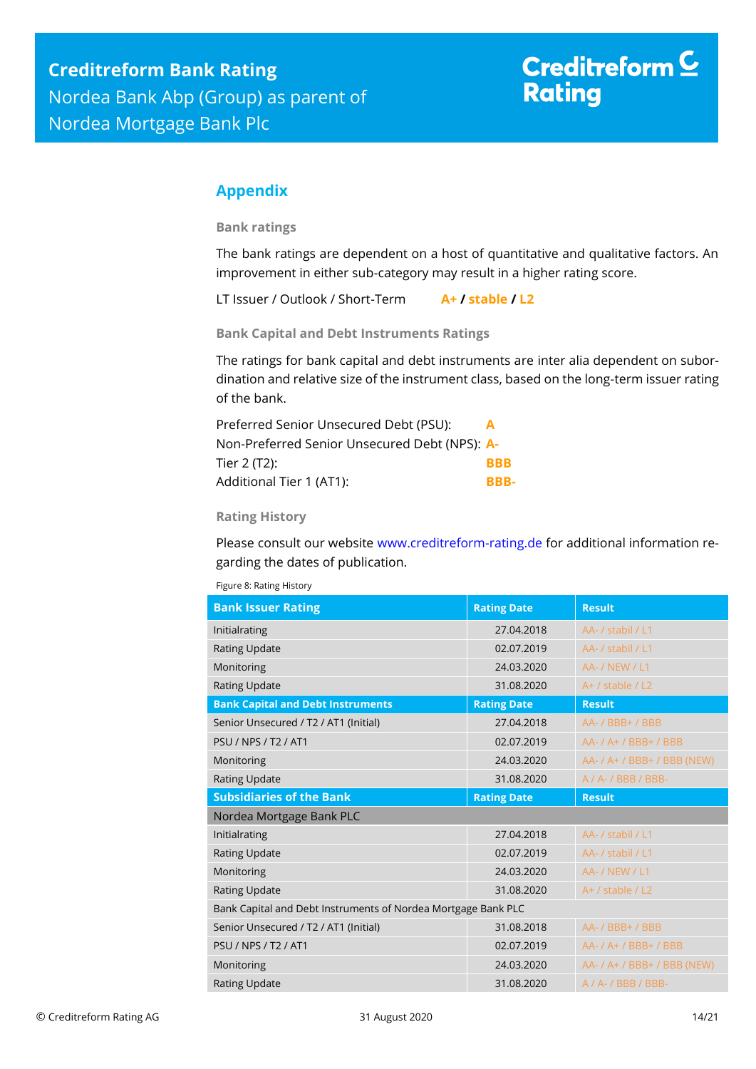## Appendix

### Bank ratings

The bank ratings are dependent on a host of quantitative and qualitative factors. An improvement in either sub-category may result in a higher rating score.

LT Issuer / Outlook / Short-Term **A+ / stable / L2**

### Bank Capital and Debt Instruments Ratings

The ratings for bank capital and debt instruments are inter alia dependent on subordination and relative size of the instrument class, based on the long-term issuer rating of the bank.

Preferred Senior Unsecured Debt (PSU): **A**
Non-Preferred Senior Unsecured Debt (NPS): **A-**
Tier 2 (T2): **BBB**
Additional Tier 1 (AT1): **BBB-**

### Rating History

Please consult our website www.creditreform-rating.de for additional information regarding the dates of publication.

Figure 8: Rating History

| Bank Issuer Rating | Rating Date | Result |
|---|---|---|
| Initialrating | 27.04.2018 | AA- / stabil / L1 |
| Rating Update | 02.07.2019 | AA- / stabil / L1 |
| Monitoring | 24.03.2020 | AA- / NEW / L1 |
| Rating Update | 31.08.2020 | A+ / stable / L2 |
| **Bank Capital and Debt Instruments** | **Rating Date** | **Result** |
| Senior Unsecured / T2 / AT1 (Initial) | 27.04.2018 | AA- / BBB+ / BBB |
| PSU / NPS / T2 / AT1 | 02.07.2019 | AA- / A+ / BBB+ / BBB |
| Monitoring | 24.03.2020 | AA- / A+ / BBB+ / BBB (NEW) |
| Rating Update | 31.08.2020 | A / A- / BBB / BBB- |
| **Subsidiaries of the Bank** | **Rating Date** | **Result** |
| Nordea Mortgage Bank PLC | | |
| Initialrating | 27.04.2018 | AA- / stabil / L1 |
| Rating Update | 02.07.2019 | AA- / stabil / L1 |
| Monitoring | 24.03.2020 | AA- / NEW / L1 |
| Rating Update | 31.08.2020 | A+ / stable / L2 |
| Bank Capital and Debt Instruments of Nordea Mortgage Bank PLC | | |
| Senior Unsecured / T2 / AT1 (Initial) | 31.08.2018 | AA- / BBB+ / BBB |
| PSU / NPS / T2 / AT1 | 02.07.2019 | AA- / A+ / BBB+ / BBB |
| Monitoring | 24.03.2020 | AA- / A+ / BBB+ / BBB (NEW) |
| Rating Update | 31.08.2020 | A / A- / BBB / BBB- |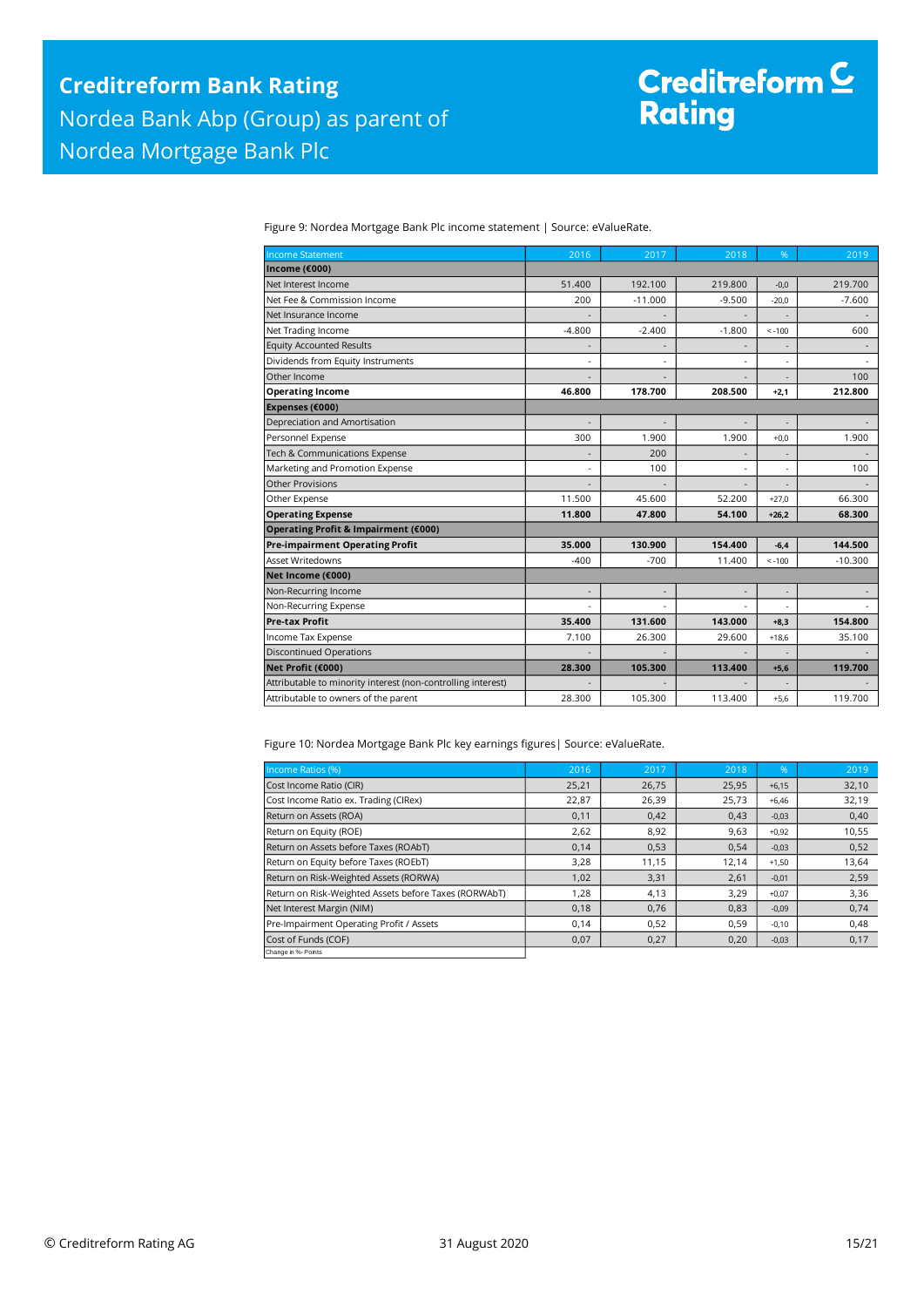Figure 9: Nordea Mortgage Bank Plc income statement | Source: eValueRate.

| Income Statement | 2016 | 2017 | 2018 | % | 2019 |
|---|---|---|---|---|---|
| **Income (€000)** | | | | | |
| Net Interest Income | 51.400 | 192.100 | 219.800 | -0,0 | 219.700 |
| Net Fee & Commission Income | 200 | -11.000 | -9.500 | -20,0 | -7.600 |
| Net Insurance Income | - | - | - | - | - |
| Net Trading Income | -4.800 | -2.400 | -1.800 | < -100 | 600 |
| Equity Accounted Results | - | - | - | - | - |
| Dividends from Equity Instruments | - | - | - | - | - |
| Other Income | - | - | - | - | 100 |
| **Operating Income** | **46.800** | **178.700** | **208.500** | **+2,1** | **212.800** |
| **Expenses (€000)** | | | | | |
| Depreciation and Amortisation | - | - | - | - | - |
| Personnel Expense | 300 | 1.900 | 1.900 | +0,0 | 1.900 |
| Tech & Communications Expense | - | 200 | - | - | - |
| Marketing and Promotion Expense | - | 100 | - | - | 100 |
| Other Provisions | - | - | - | - | - |
| Other Expense | 11.500 | 45.600 | 52.200 | +27,0 | 66.300 |
| **Operating Expense** | **11.800** | **47.800** | **54.100** | **+26,2** | **68.300** |
| **Operating Profit & Impairment (€000)** | | | | | |
| **Pre-impairment Operating Profit** | **35.000** | **130.900** | **154.400** | **-6,4** | **144.500** |
| Asset Writedowns | -400 | -700 | 11.400 | < -100 | -10.300 |
| **Net Income (€000)** | | | | | |
| Non-Recurring Income | - | - | - | - | - |
| Non-Recurring Expense | - | - | - | - | - |
| **Pre-tax Profit** | **35.400** | **131.600** | **143.000** | **+8,3** | **154.800** |
| Income Tax Expense | 7.100 | 26.300 | 29.600 | +18,6 | 35.100 |
| Discontinued Operations | - | - | - | - | - |
| **Net Profit (€000)** | **28.300** | **105.300** | **113.400** | **+5,6** | **119.700** |
| Attributable to minority interest (non-controlling interest) | - | - | - | - | - |
| Attributable to owners of the parent | 28.300 | 105.300 | 113.400 | +5,6 | 119.700 |

Figure 10: Nordea Mortgage Bank Plc key earnings figures| Source: eValueRate.

| Income Ratios (%) | 2016 | 2017 | 2018 | % | 2019 |
|---|---|---|---|---|---|
| Cost Income Ratio (CIR) | 25,21 | 26,75 | 25,95 | +6,15 | 32,10 |
| Cost Income Ratio ex. Trading (CIRex) | 22,87 | 26,39 | 25,73 | +6,46 | 32,19 |
| Return on Assets (ROA) | 0,11 | 0,42 | 0,43 | -0,03 | 0,40 |
| Return on Equity (ROE) | 2,62 | 8,92 | 9,63 | +0,92 | 10,55 |
| Return on Assets before Taxes (ROAbT) | 0,14 | 0,53 | 0,54 | -0,03 | 0,52 |
| Return on Equity before Taxes (ROEbT) | 3,28 | 11,15 | 12,14 | +1,50 | 13,64 |
| Return on Risk-Weighted Assets (RORWA) | 1,02 | 3,31 | 2,61 | -0,01 | 2,59 |
| Return on Risk-Weighted Assets before Taxes (RORWAbT) | 1,28 | 4,13 | 3,29 | +0,07 | 3,36 |
| Net Interest Margin (NIM) | 0,18 | 0,76 | 0,83 | -0,09 | 0,74 |
| Pre-Impairment Operating Profit / Assets | 0,14 | 0,52 | 0,59 | -0,10 | 0,48 |
| Cost of Funds (COF) | 0,07 | 0,27 | 0,20 | -0,03 | 0,17 |

Change in %- Points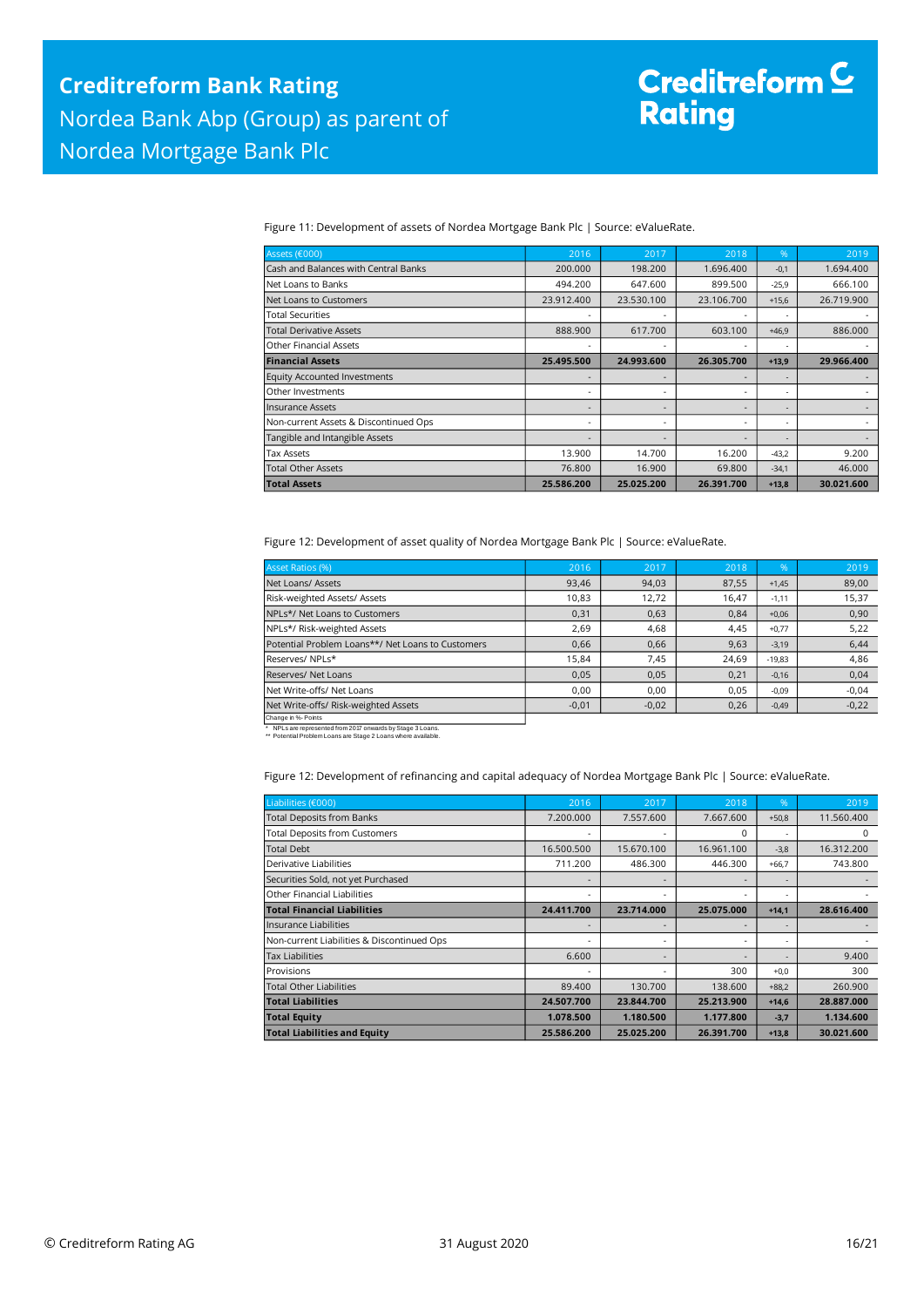Figure 11: Development of assets of Nordea Mortgage Bank Plc | Source: eValueRate.

| Assets (€000) | 2016 | 2017 | 2018 | % | 2019 |
|---|---|---|---|---|---|
| Cash and Balances with Central Banks | 200.000 | 198.200 | 1.696.400 | -0,1 | 1.694.400 |
| Net Loans to Banks | 494.200 | 647.600 | 899.500 | -25,9 | 666.100 |
| Net Loans to Customers | 23.912.400 | 23.530.100 | 23.106.700 | +15,6 | 26.719.900 |
| Total Securities | - | - | - | - | - |
| Total Derivative Assets | 888.900 | 617.700 | 603.100 | +46,9 | 886.000 |
| Other Financial Assets | - | - | - | - | - |
| **Financial Assets** | **25.495.500** | **24.993.600** | **26.305.700** | **+13,9** | **29.966.400** |
| Equity Accounted Investments | - | - | - | - | - |
| Other Investments | - | - | - | - | - |
| Insurance Assets | - | - | - | - | - |
| Non-current Assets & Discontinued Ops | - | - | - | - | - |
| Tangible and Intangible Assets | - | - | - | - | - |
| Tax Assets | 13.900 | 14.700 | 16.200 | -43,2 | 9.200 |
| Total Other Assets | 76.800 | 16.900 | 69.800 | -34,1 | 46.000 |
| **Total Assets** | **25.586.200** | **25.025.200** | **26.391.700** | **+13,8** | **30.021.600** |

Figure 12: Development of asset quality of Nordea Mortgage Bank Plc | Source: eValueRate.

| Asset Ratios (%) | 2016 | 2017 | 2018 | % | 2019 |
|---|---|---|---|---|---|
| Net Loans/ Assets | 93,46 | 94,03 | 87,55 | +1,45 | 89,00 |
| Risk-weighted Assets/ Assets | 10,83 | 12,72 | 16,47 | -1,11 | 15,37 |
| NPLs*/ Net Loans to Customers | 0,31 | 0,63 | 0,84 | +0,06 | 0,90 |
| NPLs*/ Risk-weighted Assets | 2,69 | 4,68 | 4,45 | +0,77 | 5,22 |
| Potential Problem Loans**/ Net Loans to Customers | 0,66 | 0,66 | 9,63 | -3,19 | 6,44 |
| Reserves/ NPLs* | 15,84 | 7,45 | 24,69 | -19,83 | 4,86 |
| Reserves/ Net Loans | 0,05 | 0,05 | 0,21 | -0,16 | 0,04 |
| Net Write-offs/ Net Loans | 0,00 | 0,00 | 0,05 | -0,09 | -0,04 |
| Net Write-offs/ Risk-weighted Assets | -0,01 | -0,02 | 0,26 | -0,49 | -0,22 |

Change in %- Points

\* NPLs are represented from 2017 onwards by Stage 3 Loans.
\*\* Potential Problem Loans are Stage 2 Loans where available.

Figure 12: Development of refinancing and capital adequacy of Nordea Mortgage Bank Plc | Source: eValueRate.

| Liabilities (€000) | 2016 | 2017 | 2018 | % | 2019 |
|---|---|---|---|---|---|
| Total Deposits from Banks | 7.200.000 | 7.557.600 | 7.667.600 | +50,8 | 11.560.400 |
| Total Deposits from Customers | - | - | 0 | - | 0 |
| Total Debt | 16.500.500 | 15.670.100 | 16.961.100 | -3,8 | 16.312.200 |
| Derivative Liabilities | 711.200 | 486.300 | 446.300 | +66,7 | 743.800 |
| Securities Sold, not yet Purchased | - | - | - | - | - |
| Other Financial Liabilities | - | - | - | - | - |
| **Total Financial Liabilities** | **24.411.700** | **23.714.000** | **25.075.000** | **+14,1** | **28.616.400** |
| Insurance Liabilities | - | - | - | - | - |
| Non-current Liabilities & Discontinued Ops | - | - | - | - | - |
| Tax Liabilities | 6.600 | - | - | - | 9.400 |
| Provisions | - | - | 300 | +0,0 | 300 |
| Total Other Liabilities | 89.400 | 130.700 | 138.600 | +88,2 | 260.900 |
| **Total Liabilities** | **24.507.700** | **23.844.700** | **25.213.900** | **+14,6** | **28.887.000** |
| **Total Equity** | **1.078.500** | **1.180.500** | **1.177.800** | **-3,7** | **1.134.600** |
| **Total Liabilities and Equity** | **25.586.200** | **25.025.200** | **26.391.700** | **+13,8** | **30.021.600** |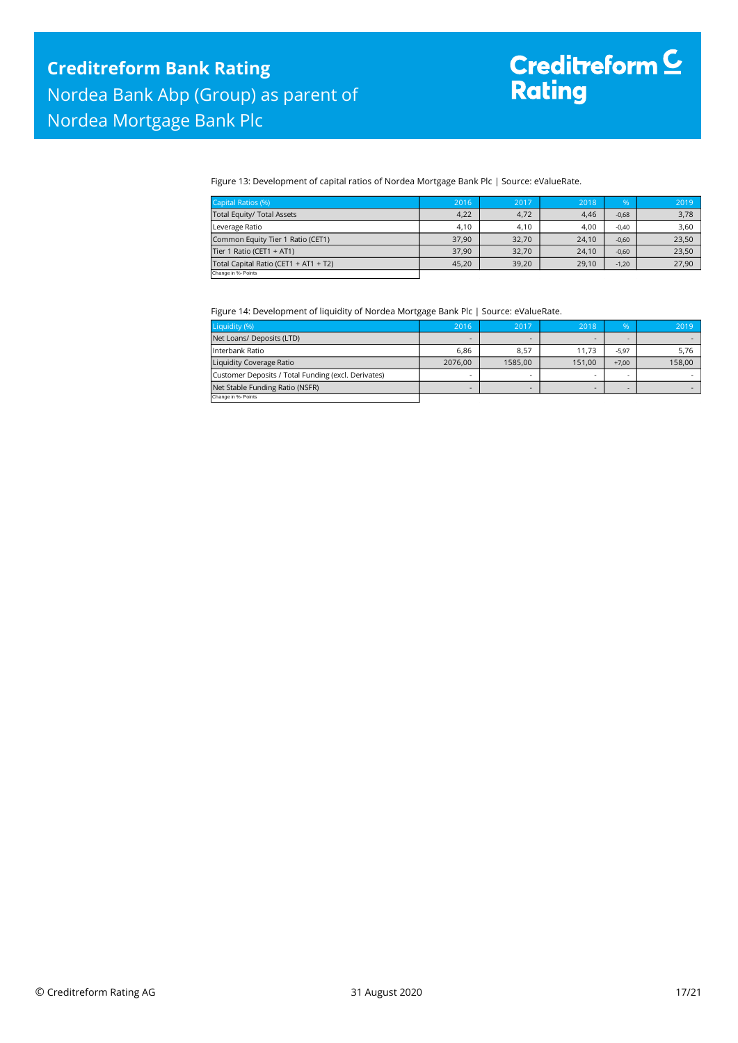Figure 13: Development of capital ratios of Nordea Mortgage Bank Plc | Source: eValueRate.

| Capital Ratios (%) | 2016 | 2017 | 2018 | % | 2019 |
|---|---|---|---|---|---|
| Total Equity/ Total Assets | 4,22 | 4,72 | 4,46 | -0,68 | 3,78 |
| Leverage Ratio | 4,10 | 4,10 | 4,00 | -0,40 | 3,60 |
| Common Equity Tier 1 Ratio (CET1) | 37,90 | 32,70 | 24,10 | -0,60 | 23,50 |
| Tier 1 Ratio (CET1 + AT1) | 37,90 | 32,70 | 24,10 | -0,60 | 23,50 |
| Total Capital Ratio (CET1 + AT1 + T2) | 45,20 | 39,20 | 29,10 | -1,20 | 27,90 |

Change in %- Points

Figure 14: Development of liquidity of Nordea Mortgage Bank Plc | Source: eValueRate.

| Liquidity (%) | 2016 | 2017 | 2018 | % | 2019 |
|---|---|---|---|---|---|
| Net Loans/ Deposits (LTD) | - | - | - | - | - |
| Interbank Ratio | 6,86 | 8,57 | 11,73 | -5,97 | 5,76 |
| Liquidity Coverage Ratio | 2076,00 | 1585,00 | 151,00 | +7,00 | 158,00 |
| Customer Deposits / Total Funding (excl. Derivates) | - | - | - | - | - |
| Net Stable Funding Ratio (NSFR) | - | - | - | - | - |

Change in %- Points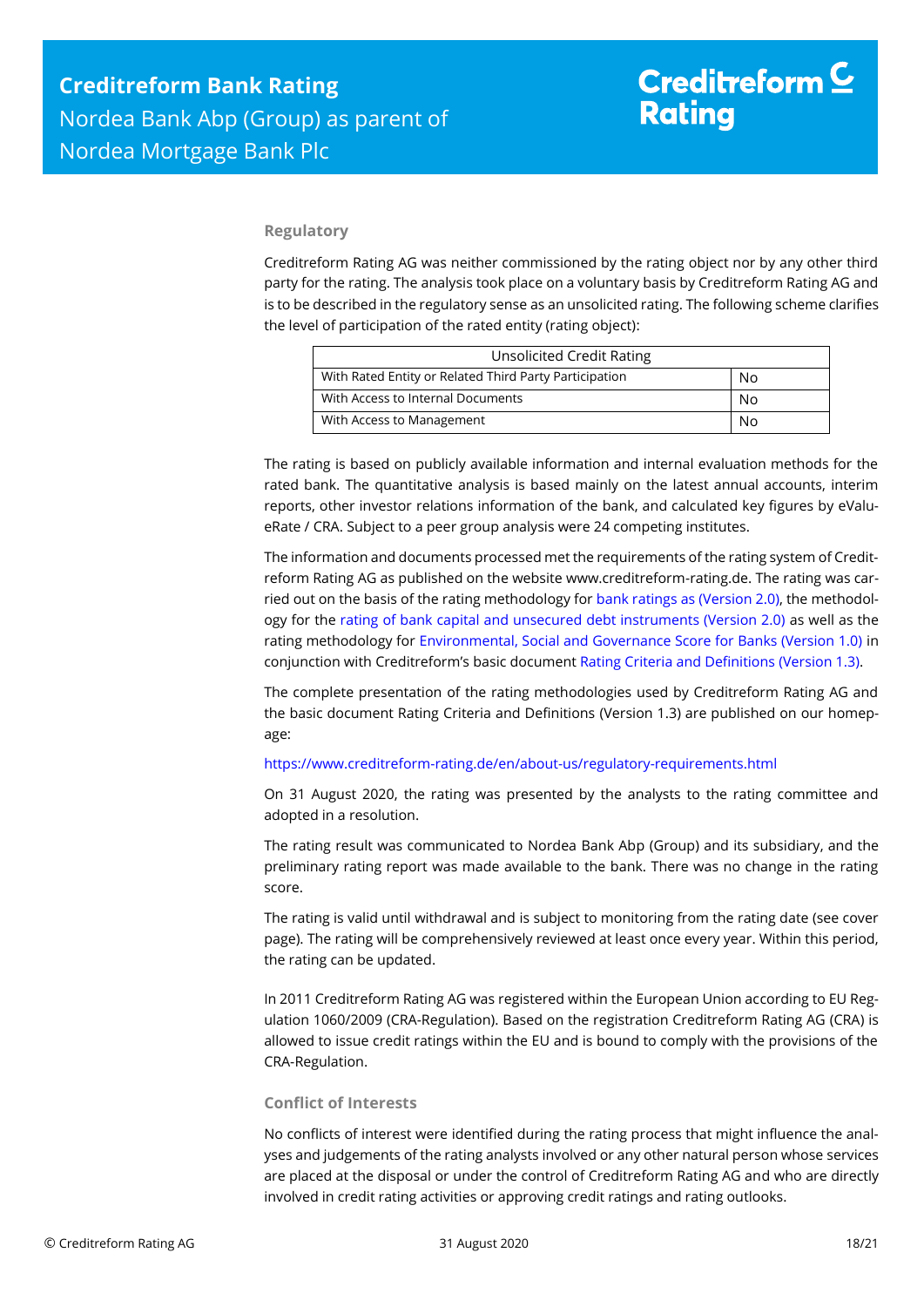### Regulatory

Creditreform Rating AG was neither commissioned by the rating object nor by any other third party for the rating. The analysis took place on a voluntary basis by Creditreform Rating AG and is to be described in the regulatory sense as an unsolicited rating. The following scheme clarifies the level of participation of the rated entity (rating object):

| Unsolicited Credit Rating | |
|---|---|
| With Rated Entity or Related Third Party Participation | No |
| With Access to Internal Documents | No |
| With Access to Management | No |

The rating is based on publicly available information and internal evaluation methods for the rated bank. The quantitative analysis is based mainly on the latest annual accounts, interim reports, other investor relations information of the bank, and calculated key figures by eValueRate / CRA. Subject to a peer group analysis were 24 competing institutes.

The information and documents processed met the requirements of the rating system of Creditreform Rating AG as published on the website www.creditreform-rating.de. The rating was carried out on the basis of the rating methodology for bank ratings as (Version 2.0), the methodology for the rating of bank capital and unsecured debt instruments (Version 2.0) as well as the rating methodology for Environmental, Social and Governance Score for Banks (Version 1.0) in conjunction with Creditreform's basic document Rating Criteria and Definitions (Version 1.3).

The complete presentation of the rating methodologies used by Creditreform Rating AG and the basic document Rating Criteria and Definitions (Version 1.3) are published on our homepage:

https://www.creditreform-rating.de/en/about-us/regulatory-requirements.html

On 31 August 2020, the rating was presented by the analysts to the rating committee and adopted in a resolution.

The rating result was communicated to Nordea Bank Abp (Group) and its subsidiary, and the preliminary rating report was made available to the bank. There was no change in the rating score.

The rating is valid until withdrawal and is subject to monitoring from the rating date (see cover page). The rating will be comprehensively reviewed at least once every year. Within this period, the rating can be updated.

In 2011 Creditreform Rating AG was registered within the European Union according to EU Regulation 1060/2009 (CRA-Regulation). Based on the registration Creditreform Rating AG (CRA) is allowed to issue credit ratings within the EU and is bound to comply with the provisions of the CRA-Regulation.

### Conflict of Interests

No conflicts of interest were identified during the rating process that might influence the analyses and judgements of the rating analysts involved or any other natural person whose services are placed at the disposal or under the control of Creditreform Rating AG and who are directly involved in credit rating activities or approving credit ratings and rating outlooks.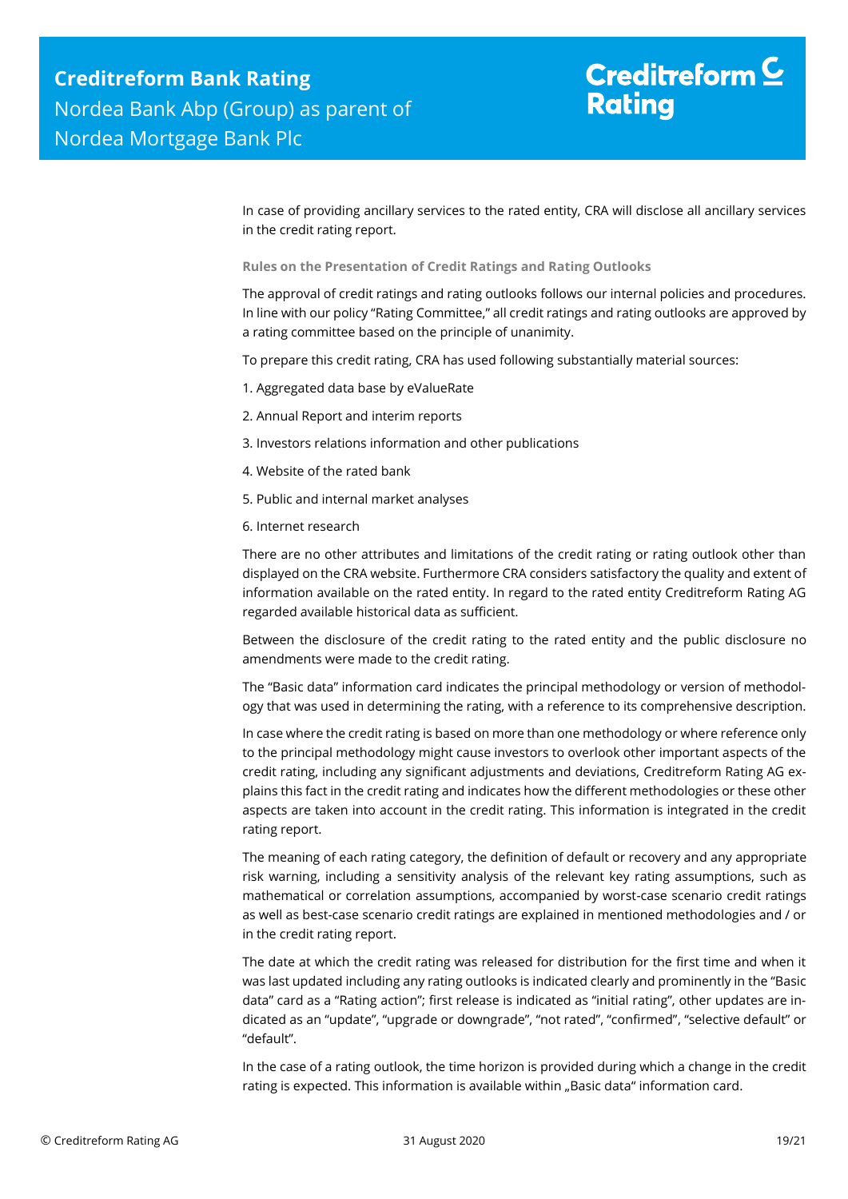In case of providing ancillary services to the rated entity, CRA will disclose all ancillary services in the credit rating report.

### Rules on the Presentation of Credit Ratings and Rating Outlooks

The approval of credit ratings and rating outlooks follows our internal policies and procedures. In line with our policy "Rating Committee," all credit ratings and rating outlooks are approved by a rating committee based on the principle of unanimity.

To prepare this credit rating, CRA has used following substantially material sources:

1. Aggregated data base by eValueRate
2. Annual Report and interim reports
3. Investors relations information and other publications
4. Website of the rated bank
5. Public and internal market analyses
6. Internet research

There are no other attributes and limitations of the credit rating or rating outlook other than displayed on the CRA website. Furthermore CRA considers satisfactory the quality and extent of information available on the rated entity. In regard to the rated entity Creditreform Rating AG regarded available historical data as sufficient.

Between the disclosure of the credit rating to the rated entity and the public disclosure no amendments were made to the credit rating.

The "Basic data" information card indicates the principal methodology or version of methodology that was used in determining the rating, with a reference to its comprehensive description.

In case where the credit rating is based on more than one methodology or where reference only to the principal methodology might cause investors to overlook other important aspects of the credit rating, including any significant adjustments and deviations, Creditreform Rating AG explains this fact in the credit rating and indicates how the different methodologies or these other aspects are taken into account in the credit rating. This information is integrated in the credit rating report.

The meaning of each rating category, the definition of default or recovery and any appropriate risk warning, including a sensitivity analysis of the relevant key rating assumptions, such as mathematical or correlation assumptions, accompanied by worst-case scenario credit ratings as well as best-case scenario credit ratings are explained in mentioned methodologies and / or in the credit rating report.

The date at which the credit rating was released for distribution for the first time and when it was last updated including any rating outlooks is indicated clearly and prominently in the "Basic data" card as a "Rating action"; first release is indicated as "initial rating", other updates are indicated as an "update", "upgrade or downgrade", "not rated", "confirmed", "selective default" or "default".

In the case of a rating outlook, the time horizon is provided during which a change in the credit rating is expected. This information is available within „Basic data" information card.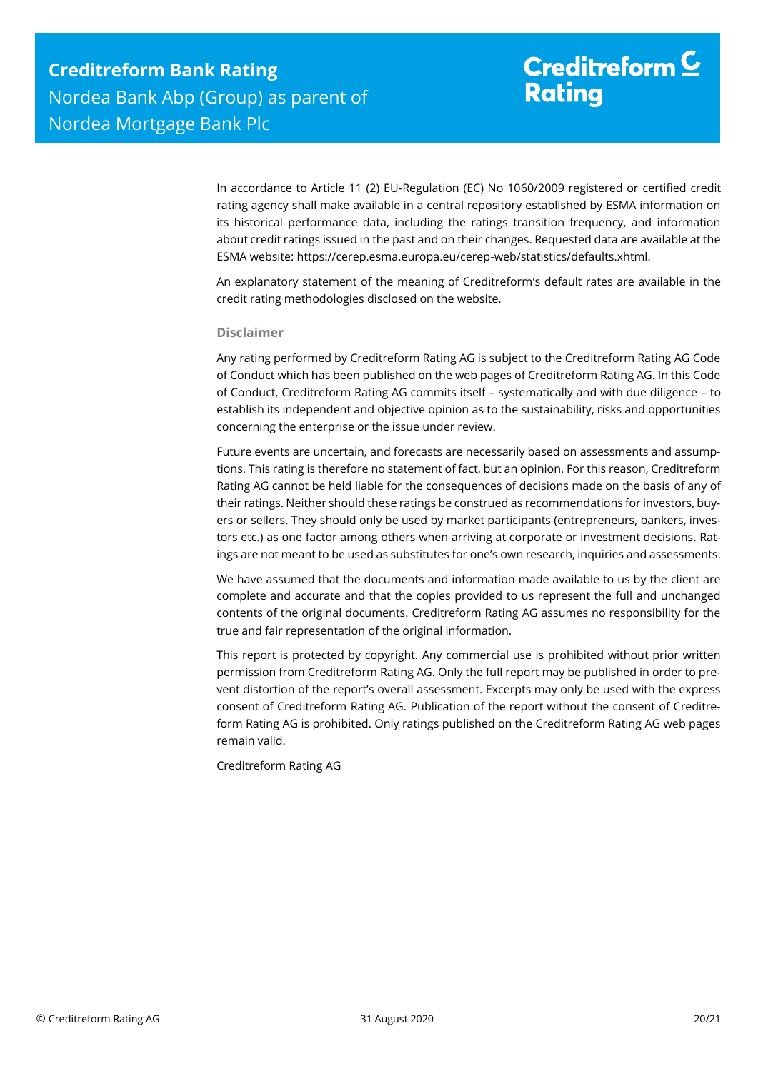In accordance to Article 11 (2) EU-Regulation (EC) No 1060/2009 registered or certified credit rating agency shall make available in a central repository established by ESMA information on its historical performance data, including the ratings transition frequency, and information about credit ratings issued in the past and on their changes. Requested data are available at the ESMA website: https://cerep.esma.europa.eu/cerep-web/statistics/defaults.xhtml.

An explanatory statement of the meaning of Creditreform's default rates are available in the credit rating methodologies disclosed on the website.

### Disclaimer

Any rating performed by Creditreform Rating AG is subject to the Creditreform Rating AG Code of Conduct which has been published on the web pages of Creditreform Rating AG. In this Code of Conduct, Creditreform Rating AG commits itself – systematically and with due diligence – to establish its independent and objective opinion as to the sustainability, risks and opportunities concerning the enterprise or the issue under review.

Future events are uncertain, and forecasts are necessarily based on assessments and assumptions. This rating is therefore no statement of fact, but an opinion. For this reason, Creditreform Rating AG cannot be held liable for the consequences of decisions made on the basis of any of their ratings. Neither should these ratings be construed as recommendations for investors, buyers or sellers. They should only be used by market participants (entrepreneurs, bankers, investors etc.) as one factor among others when arriving at corporate or investment decisions. Ratings are not meant to be used as substitutes for one's own research, inquiries and assessments.

We have assumed that the documents and information made available to us by the client are complete and accurate and that the copies provided to us represent the full and unchanged contents of the original documents. Creditreform Rating AG assumes no responsibility for the true and fair representation of the original information.

This report is protected by copyright. Any commercial use is prohibited without prior written permission from Creditreform Rating AG. Only the full report may be published in order to prevent distortion of the report's overall assessment. Excerpts may only be used with the express consent of Creditreform Rating AG. Publication of the report without the consent of Creditreform Rating AG is prohibited. Only ratings published on the Creditreform Rating AG web pages remain valid.

Creditreform Rating AG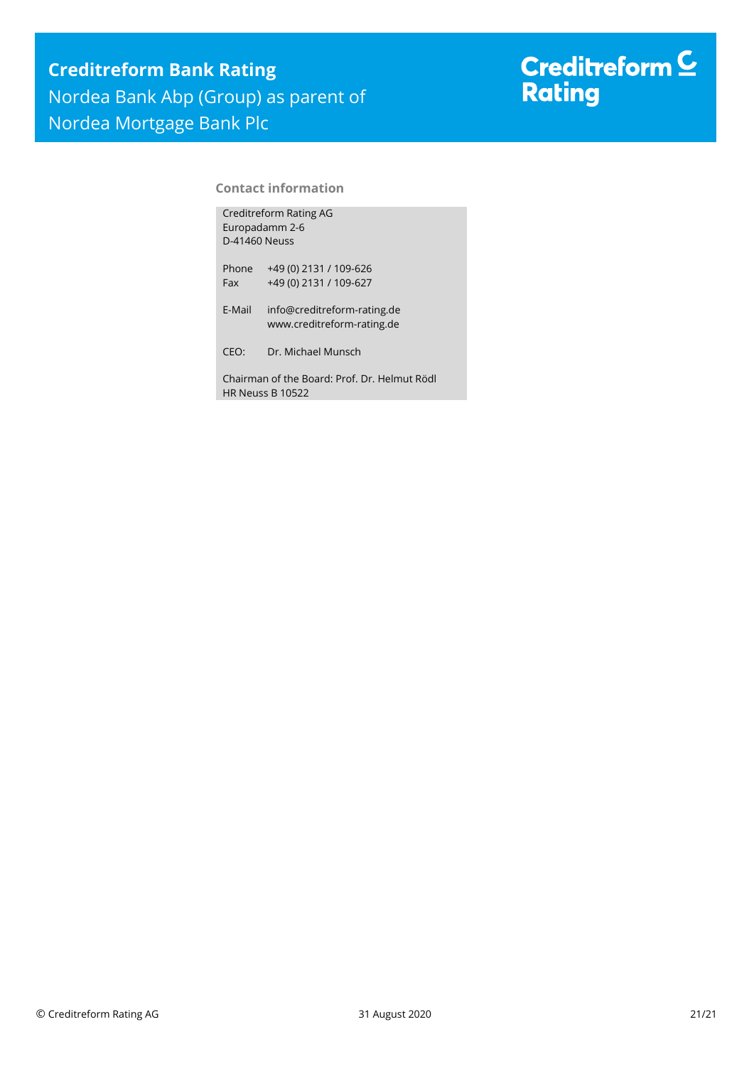### Contact information

Creditreform Rating AG
Europadamm 2-6
D-41460 Neuss

Phone +49 (0) 2131 / 109-626
Fax +49 (0) 2131 / 109-627

E-Mail info@creditreform-rating.de
www.creditreform-rating.de

CEO: Dr. Michael Munsch

Chairman of the Board: Prof. Dr. Helmut Rödl
HR Neuss B 10522